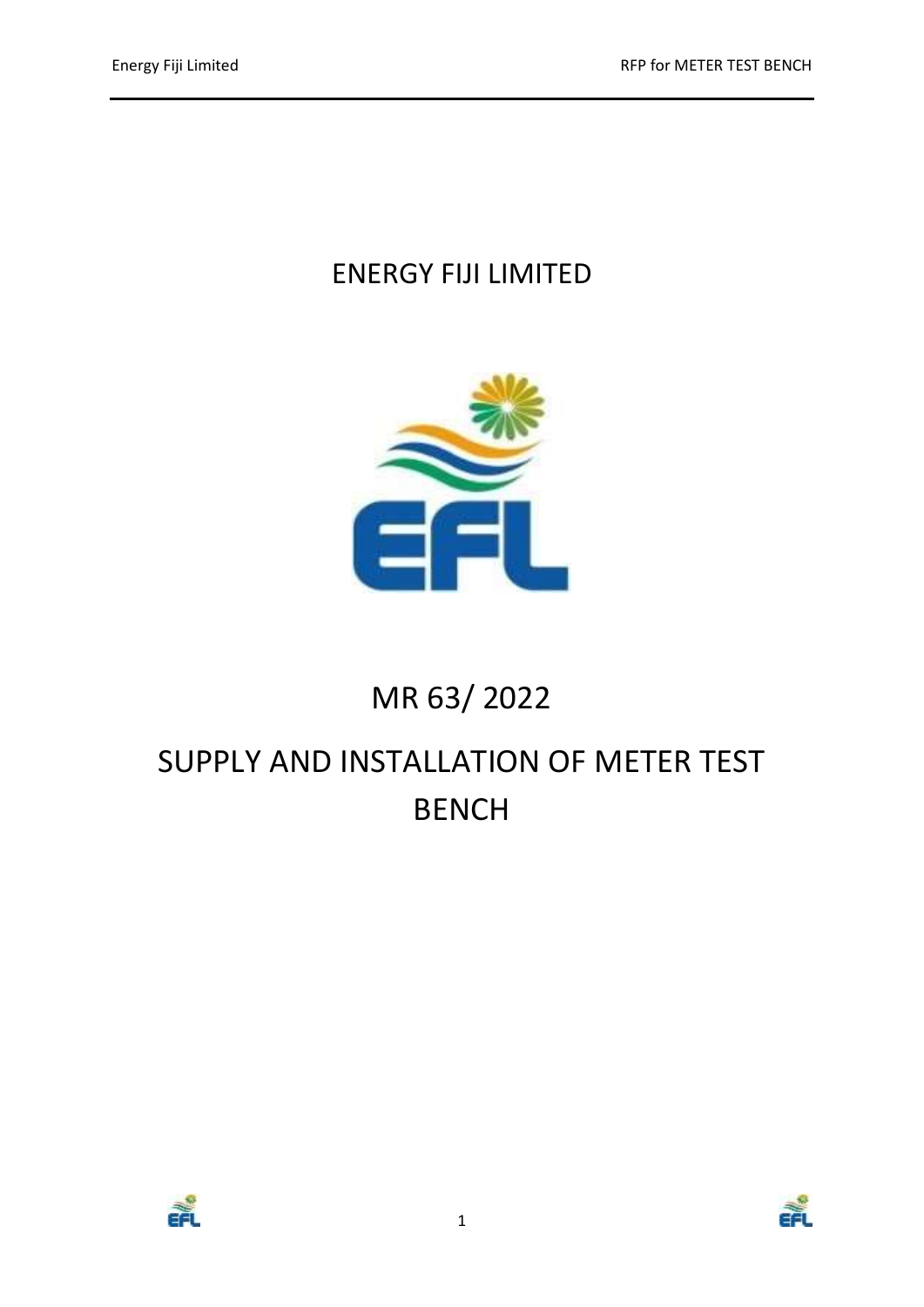# ENERGY FIJI LIMITED

# MR 63/ 2022

# SUPPLY AND INSTALLATION OF METER TEST BENCH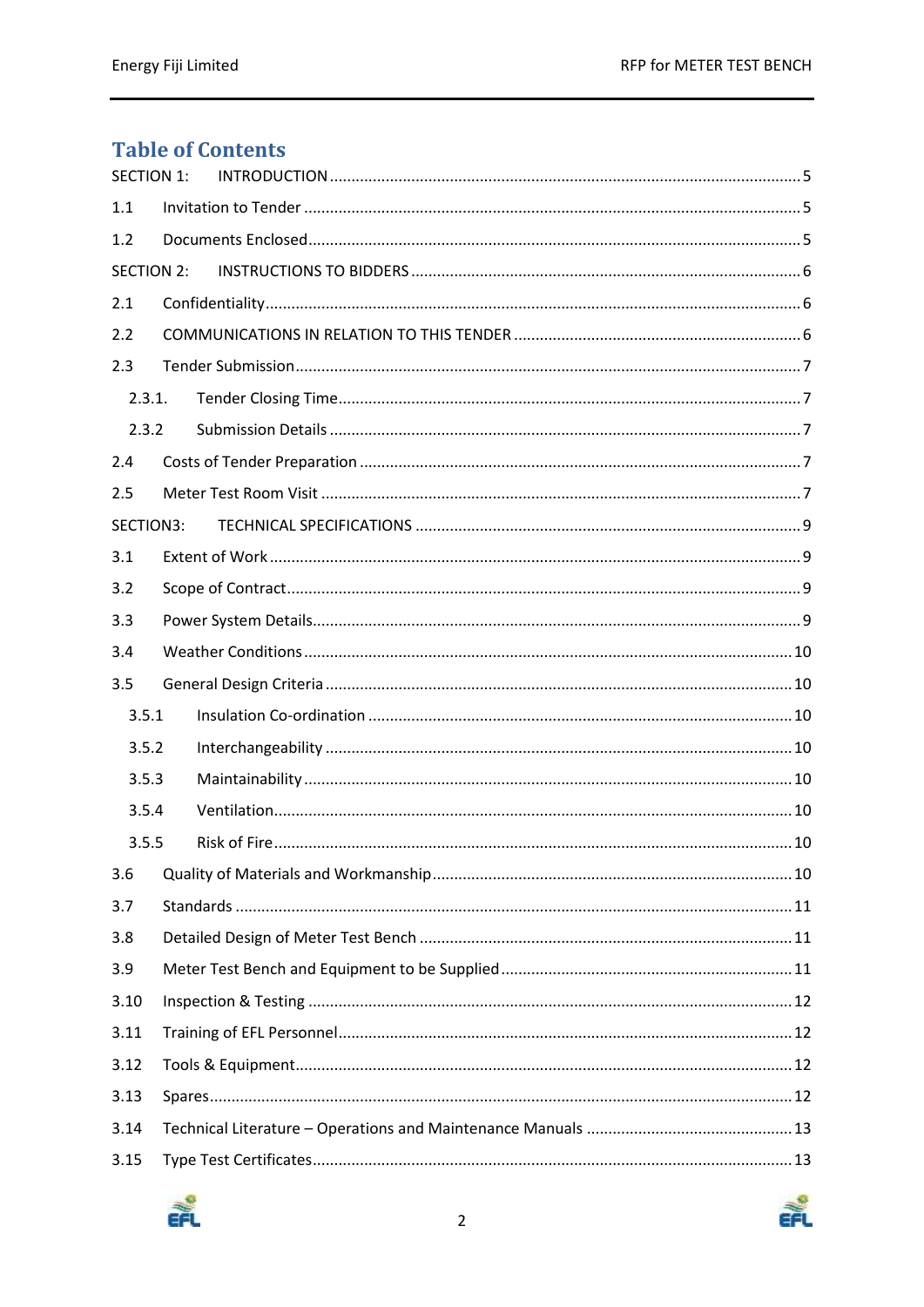## Table of Contents

SECTION 1: INTRODUCTION ..... 5

1.1 Invitation to Tender ..... 5

1.2 Documents Enclosed ..... 5

SECTION 2: INSTRUCTIONS TO BIDDERS ..... 6

2.1 Confidentiality ..... 6

2.2 COMMUNICATIONS IN RELATION TO THIS TENDER ..... 6

2.3 Tender Submission ..... 7

- 2.3.1. Tender Closing Time ..... 7
- 2.3.2 Submission Details ..... 7

2.4 Costs of Tender Preparation ..... 7

2.5 Meter Test Room Visit ..... 7

SECTION3: TECHNICAL SPECIFICATIONS ..... 9

3.1 Extent of Work ..... 9

3.2 Scope of Contract ..... 9

3.3 Power System Details ..... 9

3.4 Weather Conditions ..... 10

3.5 General Design Criteria ..... 10

- 3.5.1 Insulation Co-ordination ..... 10
- 3.5.2 Interchangeability ..... 10
- 3.5.3 Maintainability ..... 10
- 3.5.4 Ventilation ..... 10
- 3.5.5 Risk of Fire ..... 10

3.6 Quality of Materials and Workmanship ..... 10

3.7 Standards ..... 11

3.8 Detailed Design of Meter Test Bench ..... 11

3.9 Meter Test Bench and Equipment to be Supplied ..... 11

3.10 Inspection & Testing ..... 12

3.11 Training of EFL Personnel ..... 12

3.12 Tools & Equipment ..... 12

3.13 Spares ..... 12

3.14 Technical Literature – Operations and Maintenance Manuals ..... 13

3.15 Type Test Certificates ..... 13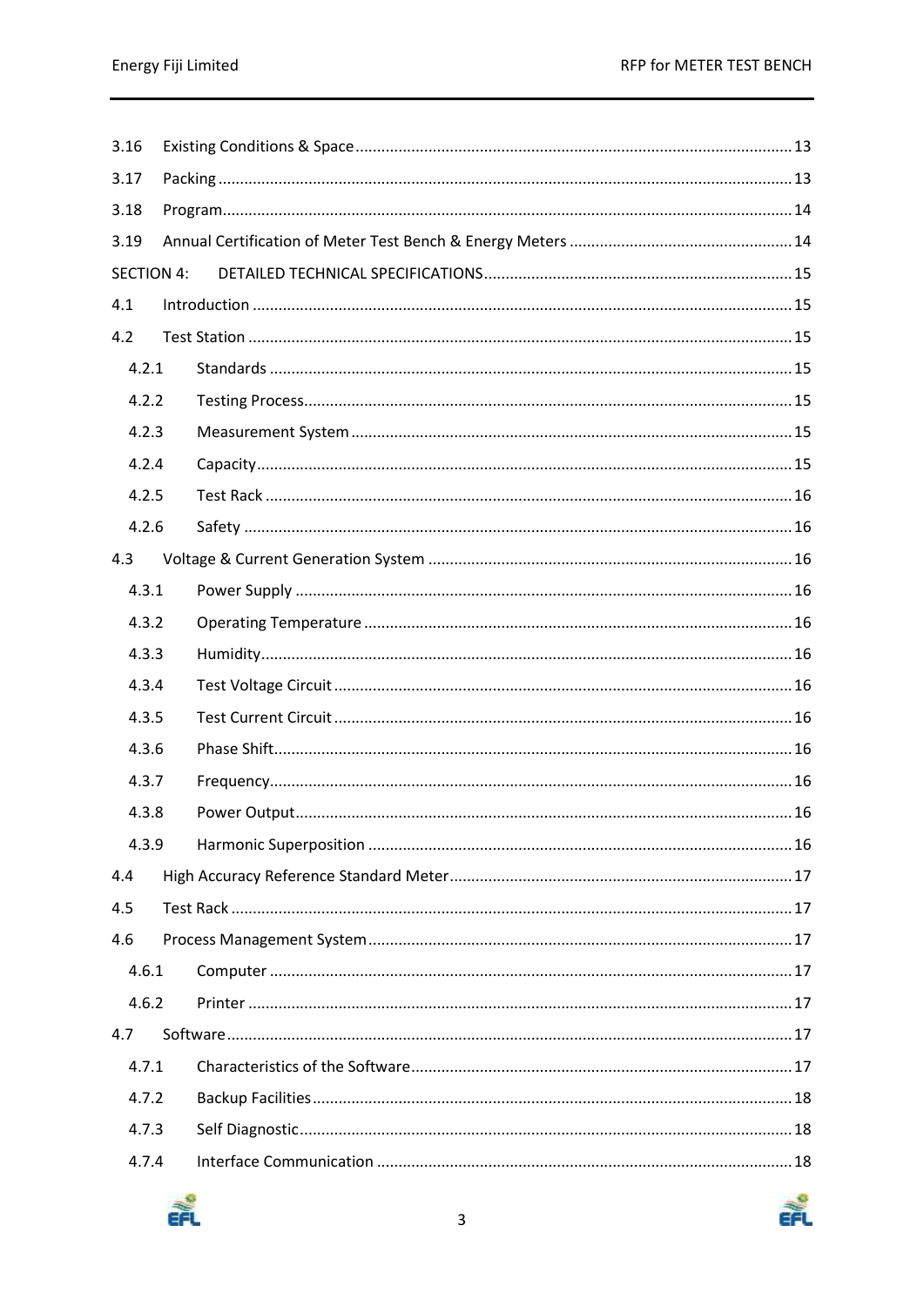3.16 Existing Conditions & Space ..... 13

3.17 Packing ..... 13

3.18 Program ..... 14

3.19 Annual Certification of Meter Test Bench & Energy Meters ..... 14

SECTION 4: DETAILED TECHNICAL SPECIFICATIONS ..... 15

4.1 Introduction ..... 15

4.2 Test Station ..... 15

- 4.2.1 Standards ..... 15
- 4.2.2 Testing Process ..... 15
- 4.2.3 Measurement System ..... 15
- 4.2.4 Capacity ..... 15
- 4.2.5 Test Rack ..... 16
- 4.2.6 Safety ..... 16

4.3 Voltage & Current Generation System ..... 16

- 4.3.1 Power Supply ..... 16
- 4.3.2 Operating Temperature ..... 16
- 4.3.3 Humidity ..... 16
- 4.3.4 Test Voltage Circuit ..... 16
- 4.3.5 Test Current Circuit ..... 16
- 4.3.6 Phase Shift ..... 16
- 4.3.7 Frequency ..... 16
- 4.3.8 Power Output ..... 16
- 4.3.9 Harmonic Superposition ..... 16

4.4 High Accuracy Reference Standard Meter ..... 17

4.5 Test Rack ..... 17

4.6 Process Management System ..... 17

- 4.6.1 Computer ..... 17
- 4.6.2 Printer ..... 17

4.7 Software ..... 17

- 4.7.1 Characteristics of the Software ..... 17
- 4.7.2 Backup Facilities ..... 18
- 4.7.3 Self Diagnostic ..... 18
- 4.7.4 Interface Communication ..... 18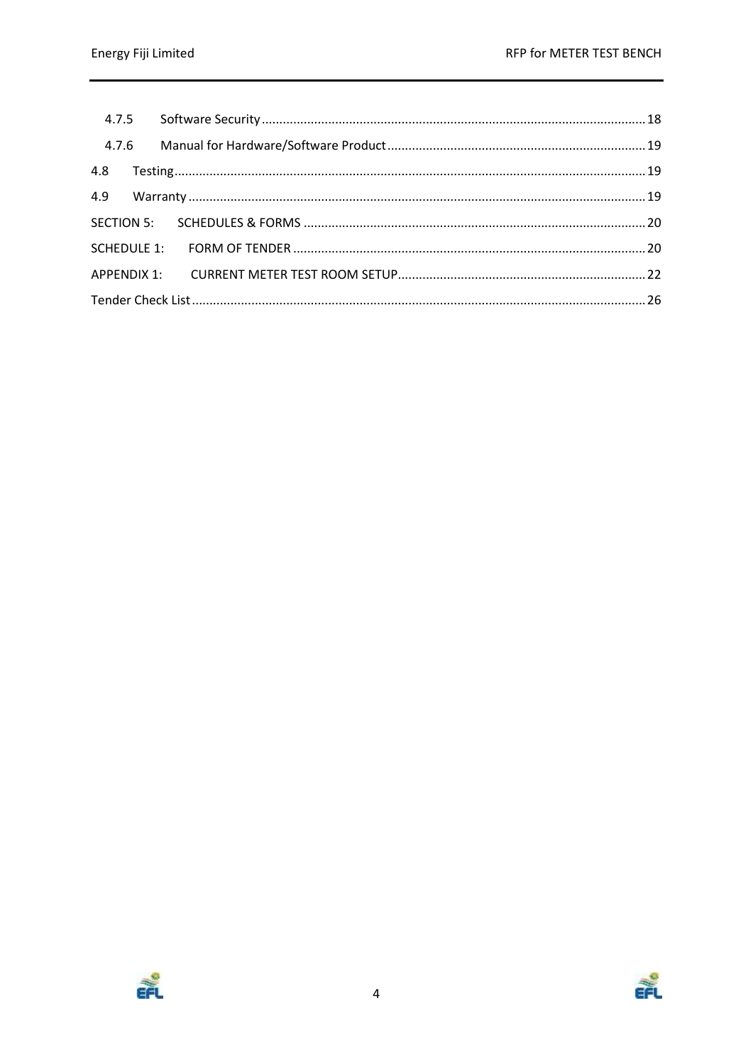4.7.5 Software Security ............................................................................................................... 18

4.7.6 Manual for Hardware/Software Product ......................................................................... 19

4.8 Testing ...................................................................................................................................... 19

4.9 Warranty .................................................................................................................................. 19

SECTION 5: SCHEDULES & FORMS ................................................................................................ 20

SCHEDULE 1: FORM OF TENDER .................................................................................................. 20

APPENDIX 1: CURRENT METER TEST ROOM SETUP ..................................................................... 22

Tender Check List ............................................................................................................................. 26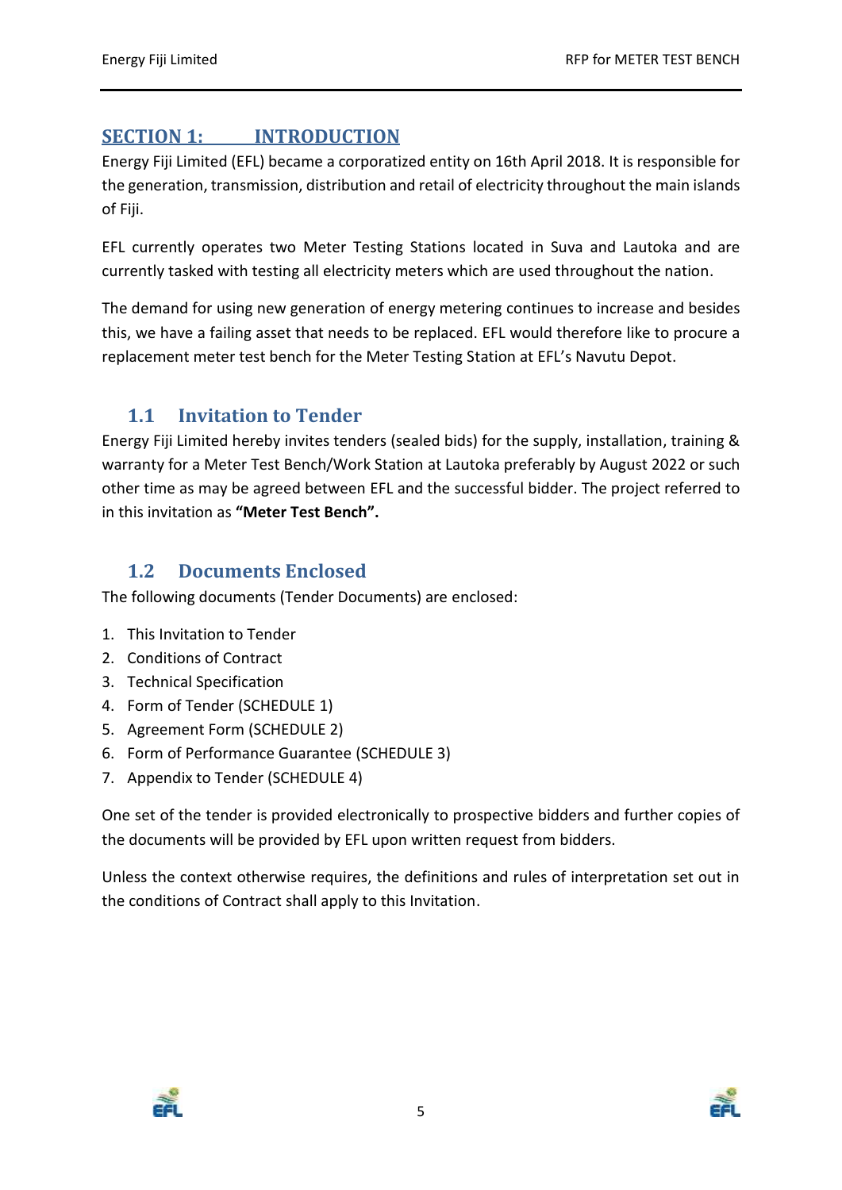## SECTION 1: INTRODUCTION

Energy Fiji Limited (EFL) became a corporatized entity on 16th April 2018. It is responsible for the generation, transmission, distribution and retail of electricity throughout the main islands of Fiji.

EFL currently operates two Meter Testing Stations located in Suva and Lautoka and are currently tasked with testing all electricity meters which are used throughout the nation.

The demand for using new generation of energy metering continues to increase and besides this, we have a failing asset that needs to be replaced. EFL would therefore like to procure a replacement meter test bench for the Meter Testing Station at EFL's Navutu Depot.

### 1.1 Invitation to Tender

Energy Fiji Limited hereby invites tenders (sealed bids) for the supply, installation, training & warranty for a Meter Test Bench/Work Station at Lautoka preferably by August 2022 or such other time as may be agreed between EFL and the successful bidder. The project referred to in this invitation as **"Meter Test Bench".**

### 1.2 Documents Enclosed

The following documents (Tender Documents) are enclosed:

1. This Invitation to Tender
2. Conditions of Contract
3. Technical Specification
4. Form of Tender (SCHEDULE 1)
5. Agreement Form (SCHEDULE 2)
6. Form of Performance Guarantee (SCHEDULE 3)
7. Appendix to Tender (SCHEDULE 4)

One set of the tender is provided electronically to prospective bidders and further copies of the documents will be provided by EFL upon written request from bidders.

Unless the context otherwise requires, the definitions and rules of interpretation set out in the conditions of Contract shall apply to this Invitation.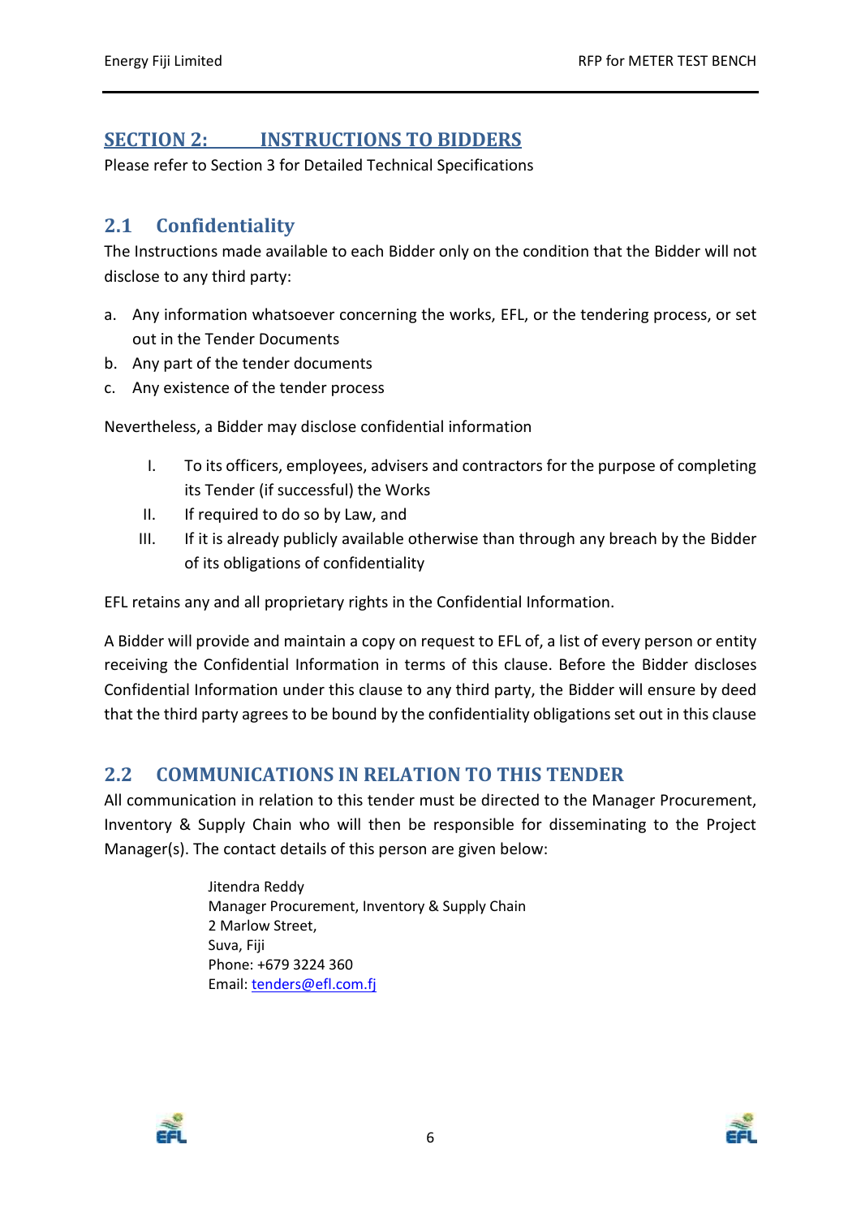## SECTION 2: INSTRUCTIONS TO BIDDERS

Please refer to Section 3 for Detailed Technical Specifications

### 2.1 Confidentiality

The Instructions made available to each Bidder only on the condition that the Bidder will not disclose to any third party:

a. Any information whatsoever concerning the works, EFL, or the tendering process, or set out in the Tender Documents
b. Any part of the tender documents
c. Any existence of the tender process

Nevertheless, a Bidder may disclose confidential information

I. To its officers, employees, advisers and contractors for the purpose of completing its Tender (if successful) the Works
II. If required to do so by Law, and
III. If it is already publicly available otherwise than through any breach by the Bidder of its obligations of confidentiality

EFL retains any and all proprietary rights in the Confidential Information.

A Bidder will provide and maintain a copy on request to EFL of, a list of every person or entity receiving the Confidential Information in terms of this clause. Before the Bidder discloses Confidential Information under this clause to any third party, the Bidder will ensure by deed that the third party agrees to be bound by the confidentiality obligations set out in this clause

### 2.2 COMMUNICATIONS IN RELATION TO THIS TENDER

All communication in relation to this tender must be directed to the Manager Procurement, Inventory & Supply Chain who will then be responsible for disseminating to the Project Manager(s). The contact details of this person are given below:

Jitendra Reddy
Manager Procurement, Inventory & Supply Chain
2 Marlow Street,
Suva, Fiji
Phone: +679 3224 360
Email: tenders@efl.com.fj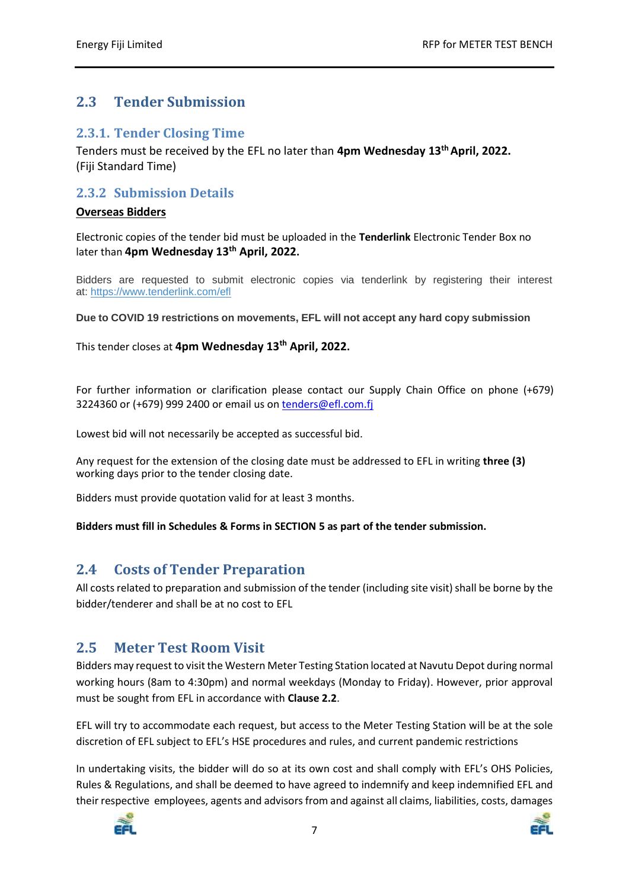## 2.3 Tender Submission

### 2.3.1. Tender Closing Time

Tenders must be received by the EFL no later than **4pm Wednesday 13th April, 2022.** (Fiji Standard Time)

### 2.3.2 Submission Details

**Overseas Bidders**

Electronic copies of the tender bid must be uploaded in the **Tenderlink** Electronic Tender Box no later than **4pm Wednesday 13th April, 2022.**

Bidders are requested to submit electronic copies via tenderlink by registering their interest at: https://www.tenderlink.com/efl

**Due to COVID 19 restrictions on movements, EFL will not accept any hard copy submission**

This tender closes at **4pm Wednesday 13th April, 2022.**

For further information or clarification please contact our Supply Chain Office on phone (+679) 3224360 or (+679) 999 2400 or email us on tenders@efl.com.fj

Lowest bid will not necessarily be accepted as successful bid.

Any request for the extension of the closing date must be addressed to EFL in writing **three (3)** working days prior to the tender closing date.

Bidders must provide quotation valid for at least 3 months.

**Bidders must fill in Schedules & Forms in SECTION 5 as part of the tender submission.**

## 2.4 Costs of Tender Preparation

All costs related to preparation and submission of the tender (including site visit) shall be borne by the bidder/tenderer and shall be at no cost to EFL

## 2.5 Meter Test Room Visit

Bidders may request to visit the Western Meter Testing Station located at Navutu Depot during normal working hours (8am to 4:30pm) and normal weekdays (Monday to Friday). However, prior approval must be sought from EFL in accordance with **Clause 2.2**.

EFL will try to accommodate each request, but access to the Meter Testing Station will be at the sole discretion of EFL subject to EFL's HSE procedures and rules, and current pandemic restrictions

In undertaking visits, the bidder will do so at its own cost and shall comply with EFL's OHS Policies, Rules & Regulations, and shall be deemed to have agreed to indemnify and keep indemnified EFL and their respective employees, agents and advisors from and against all claims, liabilities, costs, damages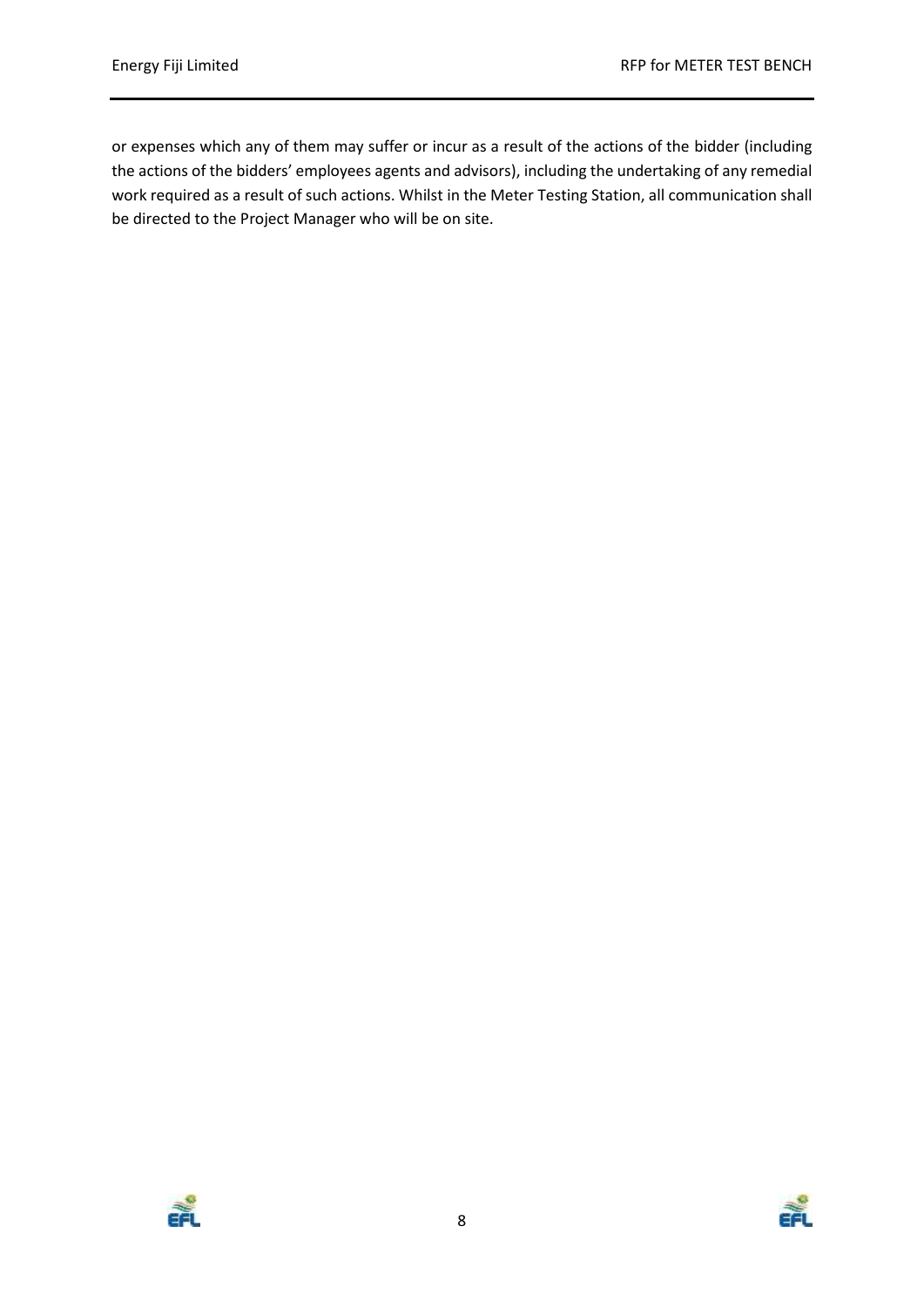or expenses which any of them may suffer or incur as a result of the actions of the bidder (including the actions of the bidders' employees agents and advisors), including the undertaking of any remedial work required as a result of such actions. Whilst in the Meter Testing Station, all communication shall be directed to the Project Manager who will be on site.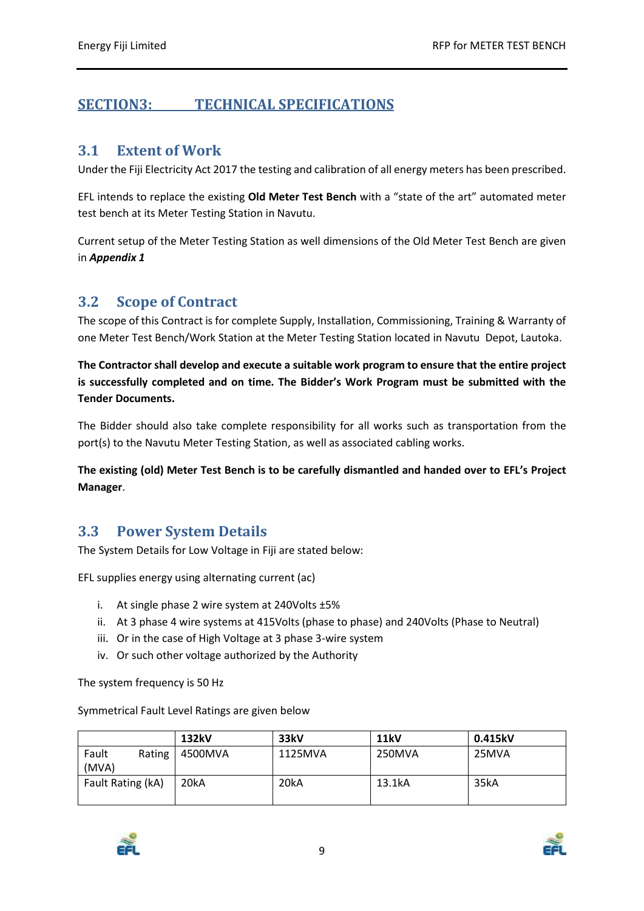# SECTION3: TECHNICAL SPECIFICATIONS

## 3.1 Extent of Work

Under the Fiji Electricity Act 2017 the testing and calibration of all energy meters has been prescribed.

EFL intends to replace the existing **Old Meter Test Bench** with a "state of the art" automated meter test bench at its Meter Testing Station in Navutu.

Current setup of the Meter Testing Station as well dimensions of the Old Meter Test Bench are given in ***Appendix 1***

## 3.2 Scope of Contract

The scope of this Contract is for complete Supply, Installation, Commissioning, Training & Warranty of one Meter Test Bench/Work Station at the Meter Testing Station located in Navutu Depot, Lautoka.

**The Contractor shall develop and execute a suitable work program to ensure that the entire project is successfully completed and on time. The Bidder's Work Program must be submitted with the Tender Documents.**

The Bidder should also take complete responsibility for all works such as transportation from the port(s) to the Navutu Meter Testing Station, as well as associated cabling works.

**The existing (old) Meter Test Bench is to be carefully dismantled and handed over to EFL's Project Manager**.

## 3.3 Power System Details

The System Details for Low Voltage in Fiji are stated below:

EFL supplies energy using alternating current (ac)

i. At single phase 2 wire system at 240Volts ±5%
ii. At 3 phase 4 wire systems at 415Volts (phase to phase) and 240Volts (Phase to Neutral)
iii. Or in the case of High Voltage at 3 phase 3-wire system
iv. Or such other voltage authorized by the Authority

The system frequency is 50 Hz

Symmetrical Fault Level Ratings are given below

| | 132kV | 33kV | 11kV | 0.415kV |
|---|---|---|---|---|
| Fault Rating (MVA) | 4500MVA | 1125MVA | 250MVA | 25MVA |
| Fault Rating (kA) | 20kA | 20kA | 13.1kA | 35kA |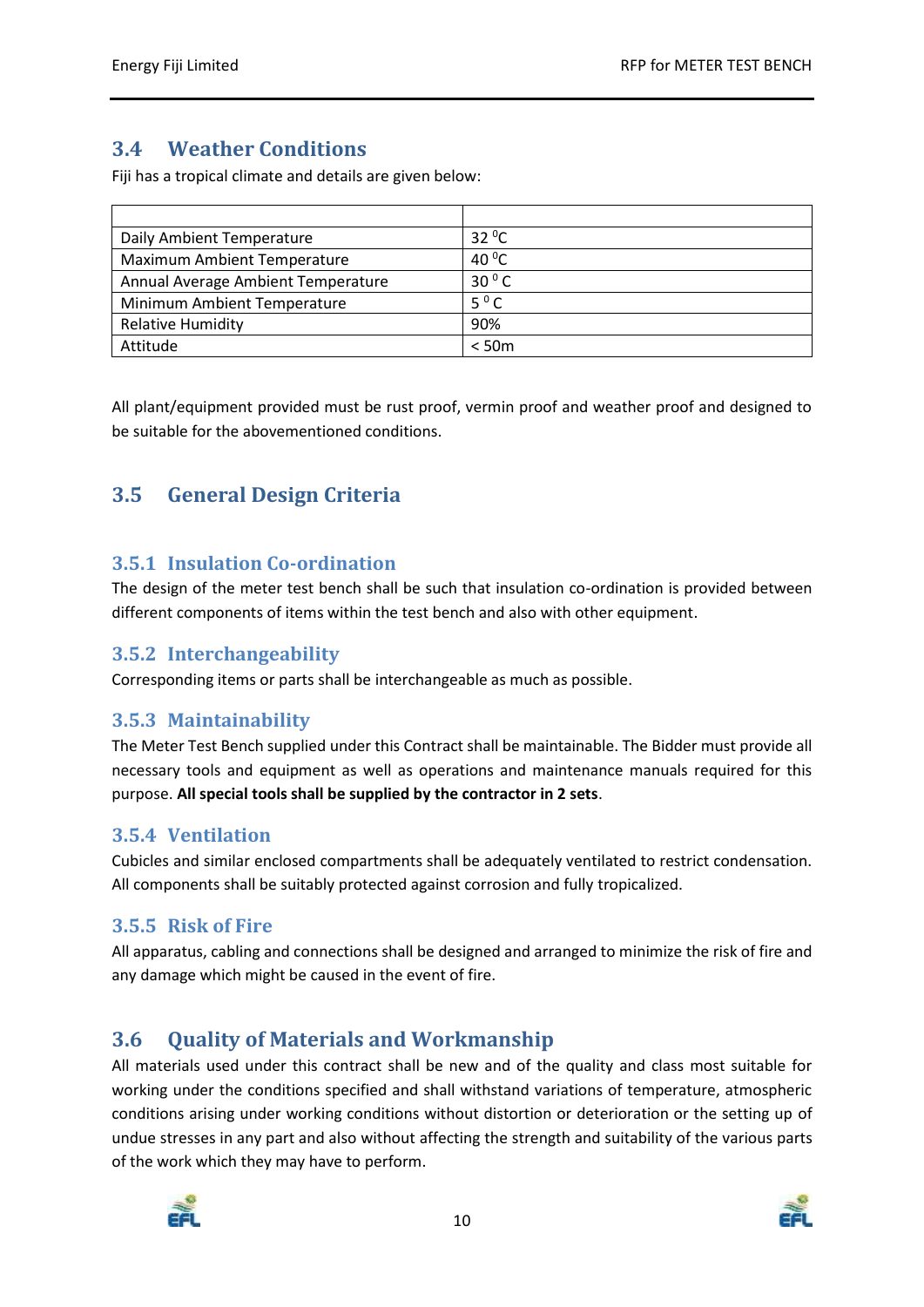## 3.4 Weather Conditions

Fiji has a tropical climate and details are given below:

| | |
|---|---|
| Daily Ambient Temperature | 32 $^0$C |
| Maximum Ambient Temperature | 40 $^0$C |
| Annual Average Ambient Temperature | 30 $^0$ C |
| Minimum Ambient Temperature | 5 $^0$ C |
| Relative Humidity | 90% |
| Attitude | < 50m |

All plant/equipment provided must be rust proof, vermin proof and weather proof and designed to be suitable for the abovementioned conditions.

## 3.5 General Design Criteria

### 3.5.1 Insulation Co-ordination

The design of the meter test bench shall be such that insulation co-ordination is provided between different components of items within the test bench and also with other equipment.

### 3.5.2 Interchangeability

Corresponding items or parts shall be interchangeable as much as possible.

### 3.5.3 Maintainability

The Meter Test Bench supplied under this Contract shall be maintainable. The Bidder must provide all necessary tools and equipment as well as operations and maintenance manuals required for this purpose. **All special tools shall be supplied by the contractor in 2 sets**.

### 3.5.4 Ventilation

Cubicles and similar enclosed compartments shall be adequately ventilated to restrict condensation. All components shall be suitably protected against corrosion and fully tropicalized.

### 3.5.5 Risk of Fire

All apparatus, cabling and connections shall be designed and arranged to minimize the risk of fire and any damage which might be caused in the event of fire.

## 3.6 Quality of Materials and Workmanship

All materials used under this contract shall be new and of the quality and class most suitable for working under the conditions specified and shall withstand variations of temperature, atmospheric conditions arising under working conditions without distortion or deterioration or the setting up of undue stresses in any part and also without affecting the strength and suitability of the various parts of the work which they may have to perform.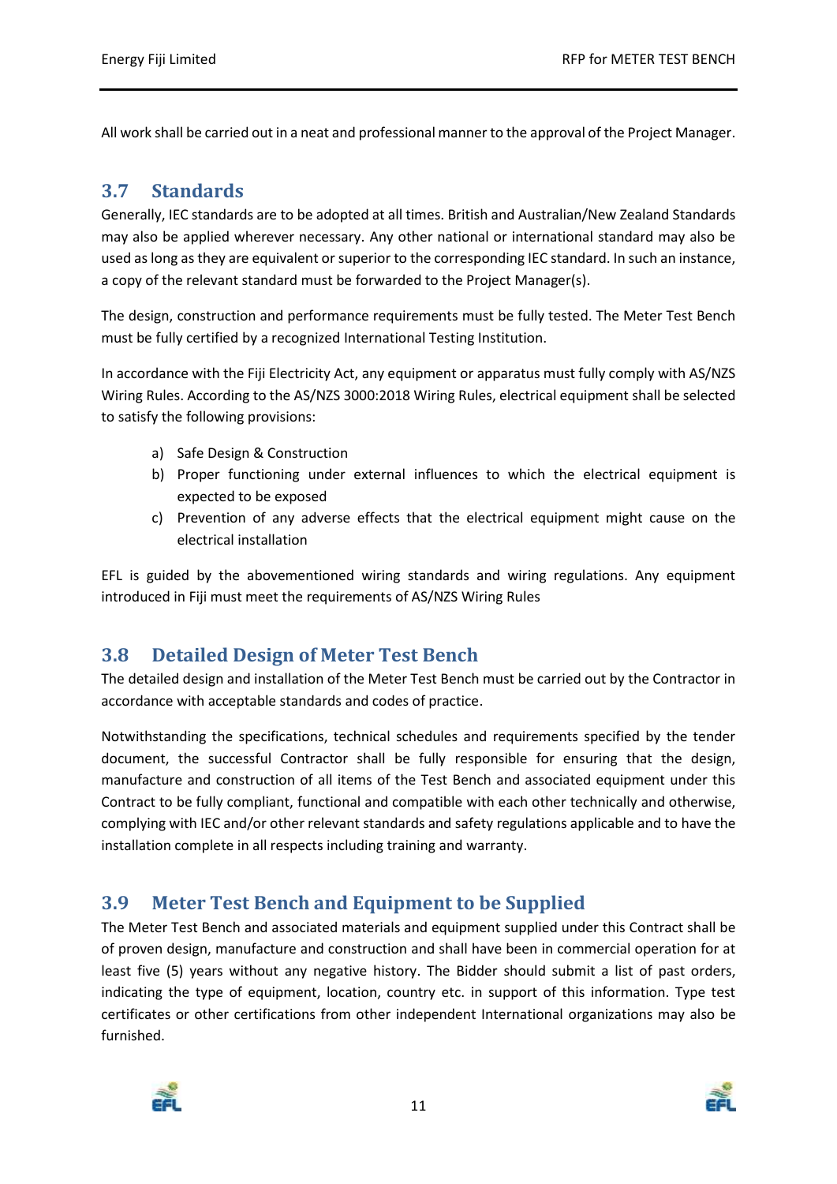All work shall be carried out in a neat and professional manner to the approval of the Project Manager.

## 3.7 Standards

Generally, IEC standards are to be adopted at all times. British and Australian/New Zealand Standards may also be applied wherever necessary. Any other national or international standard may also be used as long as they are equivalent or superior to the corresponding IEC standard. In such an instance, a copy of the relevant standard must be forwarded to the Project Manager(s).

The design, construction and performance requirements must be fully tested. The Meter Test Bench must be fully certified by a recognized International Testing Institution.

In accordance with the Fiji Electricity Act, any equipment or apparatus must fully comply with AS/NZS Wiring Rules. According to the AS/NZS 3000:2018 Wiring Rules, electrical equipment shall be selected to satisfy the following provisions:

a) Safe Design & Construction
b) Proper functioning under external influences to which the electrical equipment is expected to be exposed
c) Prevention of any adverse effects that the electrical equipment might cause on the electrical installation

EFL is guided by the abovementioned wiring standards and wiring regulations. Any equipment introduced in Fiji must meet the requirements of AS/NZS Wiring Rules

## 3.8 Detailed Design of Meter Test Bench

The detailed design and installation of the Meter Test Bench must be carried out by the Contractor in accordance with acceptable standards and codes of practice.

Notwithstanding the specifications, technical schedules and requirements specified by the tender document, the successful Contractor shall be fully responsible for ensuring that the design, manufacture and construction of all items of the Test Bench and associated equipment under this Contract to be fully compliant, functional and compatible with each other technically and otherwise, complying with IEC and/or other relevant standards and safety regulations applicable and to have the installation complete in all respects including training and warranty.

## 3.9 Meter Test Bench and Equipment to be Supplied

The Meter Test Bench and associated materials and equipment supplied under this Contract shall be of proven design, manufacture and construction and shall have been in commercial operation for at least five (5) years without any negative history. The Bidder should submit a list of past orders, indicating the type of equipment, location, country etc. in support of this information. Type test certificates or other certifications from other independent International organizations may also be furnished.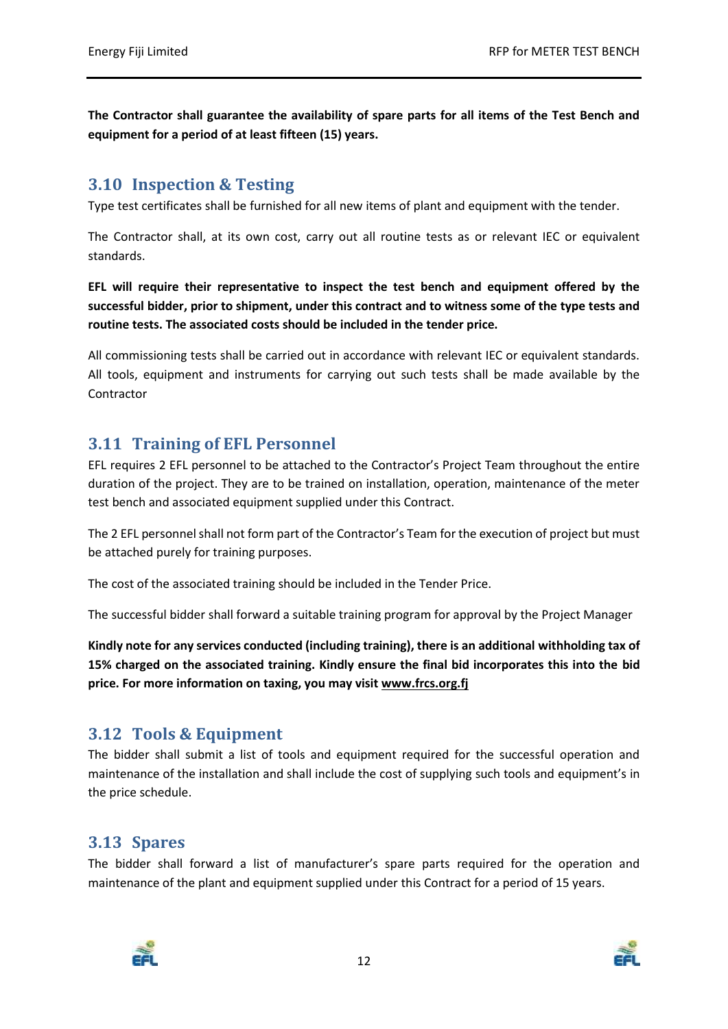**The Contractor shall guarantee the availability of spare parts for all items of the Test Bench and equipment for a period of at least fifteen (15) years.**

## 3.10 Inspection & Testing

Type test certificates shall be furnished for all new items of plant and equipment with the tender.

The Contractor shall, at its own cost, carry out all routine tests as or relevant IEC or equivalent standards.

**EFL will require their representative to inspect the test bench and equipment offered by the successful bidder, prior to shipment, under this contract and to witness some of the type tests and routine tests. The associated costs should be included in the tender price.**

All commissioning tests shall be carried out in accordance with relevant IEC or equivalent standards. All tools, equipment and instruments for carrying out such tests shall be made available by the Contractor

## 3.11 Training of EFL Personnel

EFL requires 2 EFL personnel to be attached to the Contractor's Project Team throughout the entire duration of the project. They are to be trained on installation, operation, maintenance of the meter test bench and associated equipment supplied under this Contract.

The 2 EFL personnel shall not form part of the Contractor's Team for the execution of project but must be attached purely for training purposes.

The cost of the associated training should be included in the Tender Price.

The successful bidder shall forward a suitable training program for approval by the Project Manager

**Kindly note for any services conducted (including training), there is an additional withholding tax of 15% charged on the associated training. Kindly ensure the final bid incorporates this into the bid price. For more information on taxing, you may visit www.frcs.org.fj**

## 3.12 Tools & Equipment

The bidder shall submit a list of tools and equipment required for the successful operation and maintenance of the installation and shall include the cost of supplying such tools and equipment's in the price schedule.

## 3.13 Spares

The bidder shall forward a list of manufacturer's spare parts required for the operation and maintenance of the plant and equipment supplied under this Contract for a period of 15 years.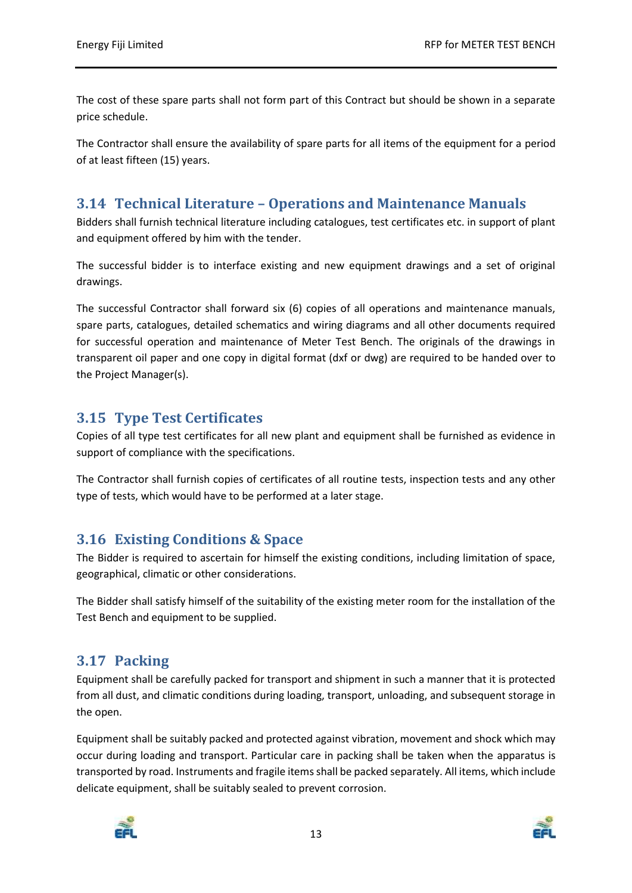The cost of these spare parts shall not form part of this Contract but should be shown in a separate price schedule.

The Contractor shall ensure the availability of spare parts for all items of the equipment for a period of at least fifteen (15) years.

## 3.14 Technical Literature – Operations and Maintenance Manuals

Bidders shall furnish technical literature including catalogues, test certificates etc. in support of plant and equipment offered by him with the tender.

The successful bidder is to interface existing and new equipment drawings and a set of original drawings.

The successful Contractor shall forward six (6) copies of all operations and maintenance manuals, spare parts, catalogues, detailed schematics and wiring diagrams and all other documents required for successful operation and maintenance of Meter Test Bench. The originals of the drawings in transparent oil paper and one copy in digital format (dxf or dwg) are required to be handed over to the Project Manager(s).

## 3.15 Type Test Certificates

Copies of all type test certificates for all new plant and equipment shall be furnished as evidence in support of compliance with the specifications.

The Contractor shall furnish copies of certificates of all routine tests, inspection tests and any other type of tests, which would have to be performed at a later stage.

## 3.16 Existing Conditions & Space

The Bidder is required to ascertain for himself the existing conditions, including limitation of space, geographical, climatic or other considerations.

The Bidder shall satisfy himself of the suitability of the existing meter room for the installation of the Test Bench and equipment to be supplied.

## 3.17 Packing

Equipment shall be carefully packed for transport and shipment in such a manner that it is protected from all dust, and climatic conditions during loading, transport, unloading, and subsequent storage in the open.

Equipment shall be suitably packed and protected against vibration, movement and shock which may occur during loading and transport. Particular care in packing shall be taken when the apparatus is transported by road. Instruments and fragile items shall be packed separately. All items, which include delicate equipment, shall be suitably sealed to prevent corrosion.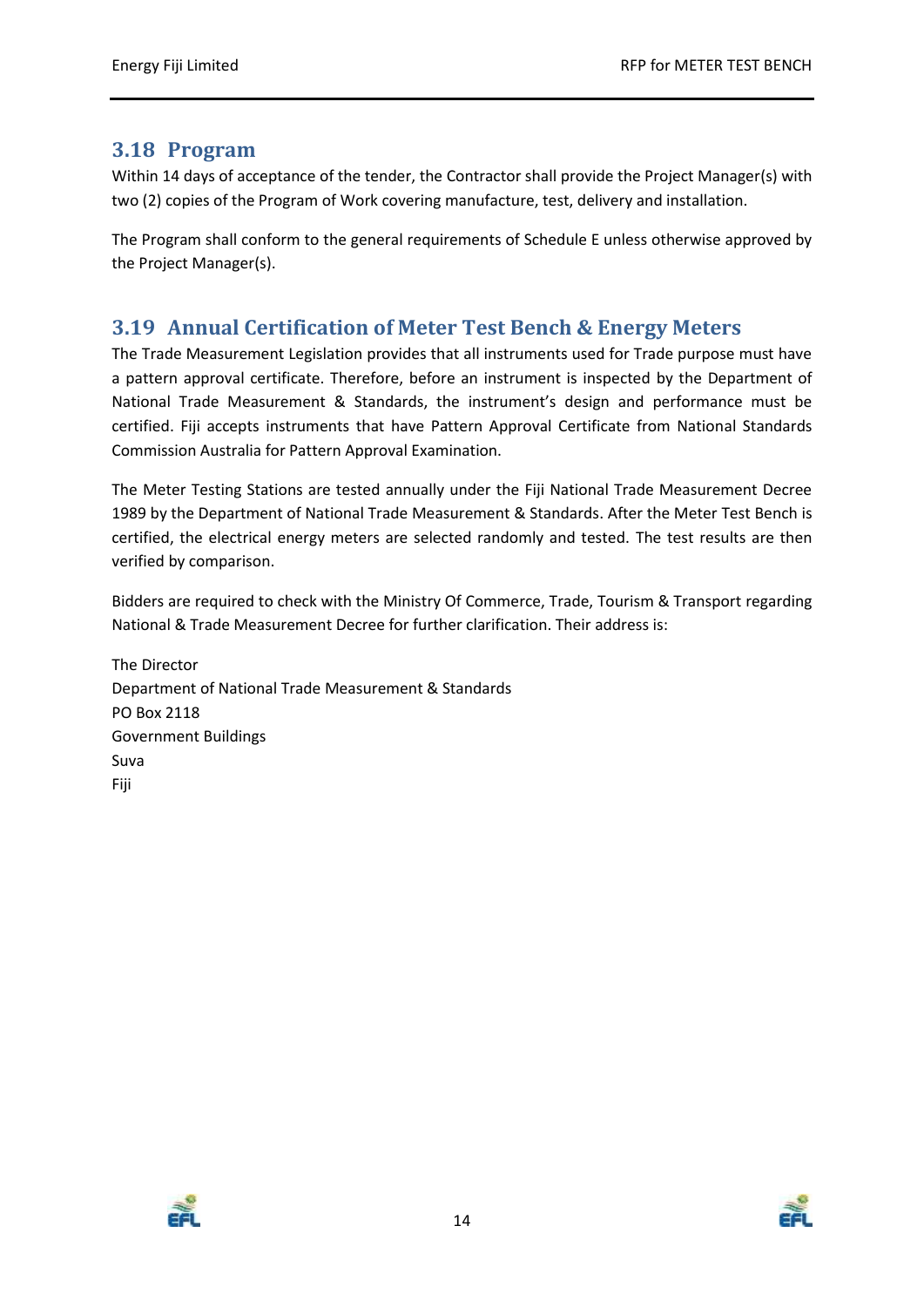## 3.18 Program

Within 14 days of acceptance of the tender, the Contractor shall provide the Project Manager(s) with two (2) copies of the Program of Work covering manufacture, test, delivery and installation.

The Program shall conform to the general requirements of Schedule E unless otherwise approved by the Project Manager(s).

## 3.19 Annual Certification of Meter Test Bench & Energy Meters

The Trade Measurement Legislation provides that all instruments used for Trade purpose must have a pattern approval certificate. Therefore, before an instrument is inspected by the Department of National Trade Measurement & Standards, the instrument's design and performance must be certified. Fiji accepts instruments that have Pattern Approval Certificate from National Standards Commission Australia for Pattern Approval Examination.

The Meter Testing Stations are tested annually under the Fiji National Trade Measurement Decree 1989 by the Department of National Trade Measurement & Standards. After the Meter Test Bench is certified, the electrical energy meters are selected randomly and tested. The test results are then verified by comparison.

Bidders are required to check with the Ministry Of Commerce, Trade, Tourism & Transport regarding National & Trade Measurement Decree for further clarification. Their address is:

The Director  
Department of National Trade Measurement & Standards  
PO Box 2118  
Government Buildings  
Suva  
Fiji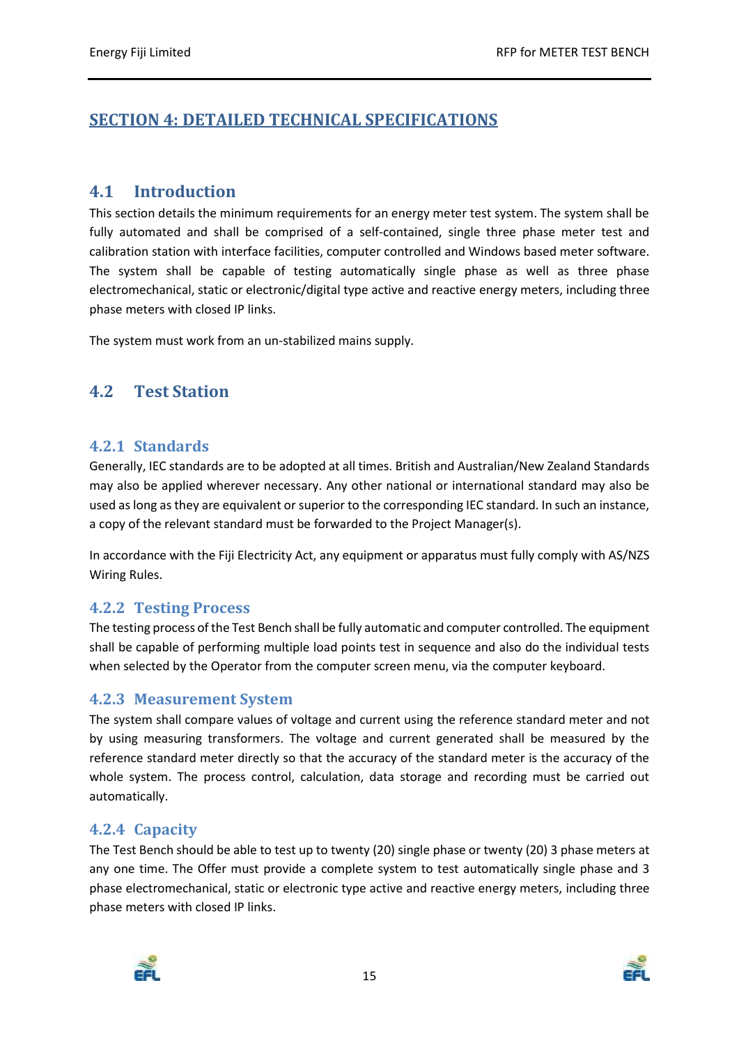# SECTION 4: DETAILED TECHNICAL SPECIFICATIONS

## 4.1 Introduction

This section details the minimum requirements for an energy meter test system. The system shall be fully automated and shall be comprised of a self-contained, single three phase meter test and calibration station with interface facilities, computer controlled and Windows based meter software. The system shall be capable of testing automatically single phase as well as three phase electromechanical, static or electronic/digital type active and reactive energy meters, including three phase meters with closed IP links.

The system must work from an un-stabilized mains supply.

## 4.2 Test Station

### 4.2.1 Standards

Generally, IEC standards are to be adopted at all times. British and Australian/New Zealand Standards may also be applied wherever necessary. Any other national or international standard may also be used as long as they are equivalent or superior to the corresponding IEC standard. In such an instance, a copy of the relevant standard must be forwarded to the Project Manager(s).

In accordance with the Fiji Electricity Act, any equipment or apparatus must fully comply with AS/NZS Wiring Rules.

### 4.2.2 Testing Process

The testing process of the Test Bench shall be fully automatic and computer controlled. The equipment shall be capable of performing multiple load points test in sequence and also do the individual tests when selected by the Operator from the computer screen menu, via the computer keyboard.

### 4.2.3 Measurement System

The system shall compare values of voltage and current using the reference standard meter and not by using measuring transformers. The voltage and current generated shall be measured by the reference standard meter directly so that the accuracy of the standard meter is the accuracy of the whole system. The process control, calculation, data storage and recording must be carried out automatically.

### 4.2.4 Capacity

The Test Bench should be able to test up to twenty (20) single phase or twenty (20) 3 phase meters at any one time. The Offer must provide a complete system to test automatically single phase and 3 phase electromechanical, static or electronic type active and reactive energy meters, including three phase meters with closed IP links.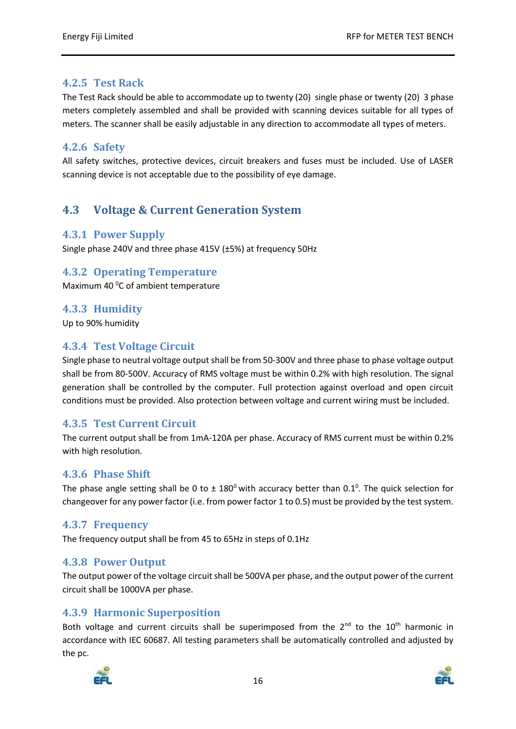### 4.2.5 Test Rack

The Test Rack should be able to accommodate up to twenty (20) single phase or twenty (20) 3 phase meters completely assembled and shall be provided with scanning devices suitable for all types of meters. The scanner shall be easily adjustable in any direction to accommodate all types of meters.

### 4.2.6 Safety

All safety switches, protective devices, circuit breakers and fuses must be included. Use of LASER scanning device is not acceptable due to the possibility of eye damage.

## 4.3 Voltage & Current Generation System

### 4.3.1 Power Supply

Single phase 240V and three phase 415V (±5%) at frequency 50Hz

### 4.3.2 Operating Temperature

Maximum 40 $^0$C of ambient temperature

### 4.3.3 Humidity

Up to 90% humidity

### 4.3.4 Test Voltage Circuit

Single phase to neutral voltage output shall be from 50-300V and three phase to phase voltage output shall be from 80-500V. Accuracy of RMS voltage must be within 0.2% with high resolution. The signal generation shall be controlled by the computer. Full protection against overload and open circuit conditions must be provided. Also protection between voltage and current wiring must be included.

### 4.3.5 Test Current Circuit

The current output shall be from 1mA-120A per phase. Accuracy of RMS current must be within 0.2% with high resolution.

### 4.3.6 Phase Shift

The phase angle setting shall be 0 to ± 180$^0$ with accuracy better than 0.1$^0$. The quick selection for changeover for any power factor (i.e. from power factor 1 to 0.5) must be provided by the test system.

### 4.3.7 Frequency

The frequency output shall be from 45 to 65Hz in steps of 0.1Hz

### 4.3.8 Power Output

The output power of the voltage circuit shall be 500VA per phase, and the output power of the current circuit shall be 1000VA per phase.

### 4.3.9 Harmonic Superposition

Both voltage and current circuits shall be superimposed from the 2$^{nd}$ to the 10$^{th}$ harmonic in accordance with IEC 60687. All testing parameters shall be automatically controlled and adjusted by the pc.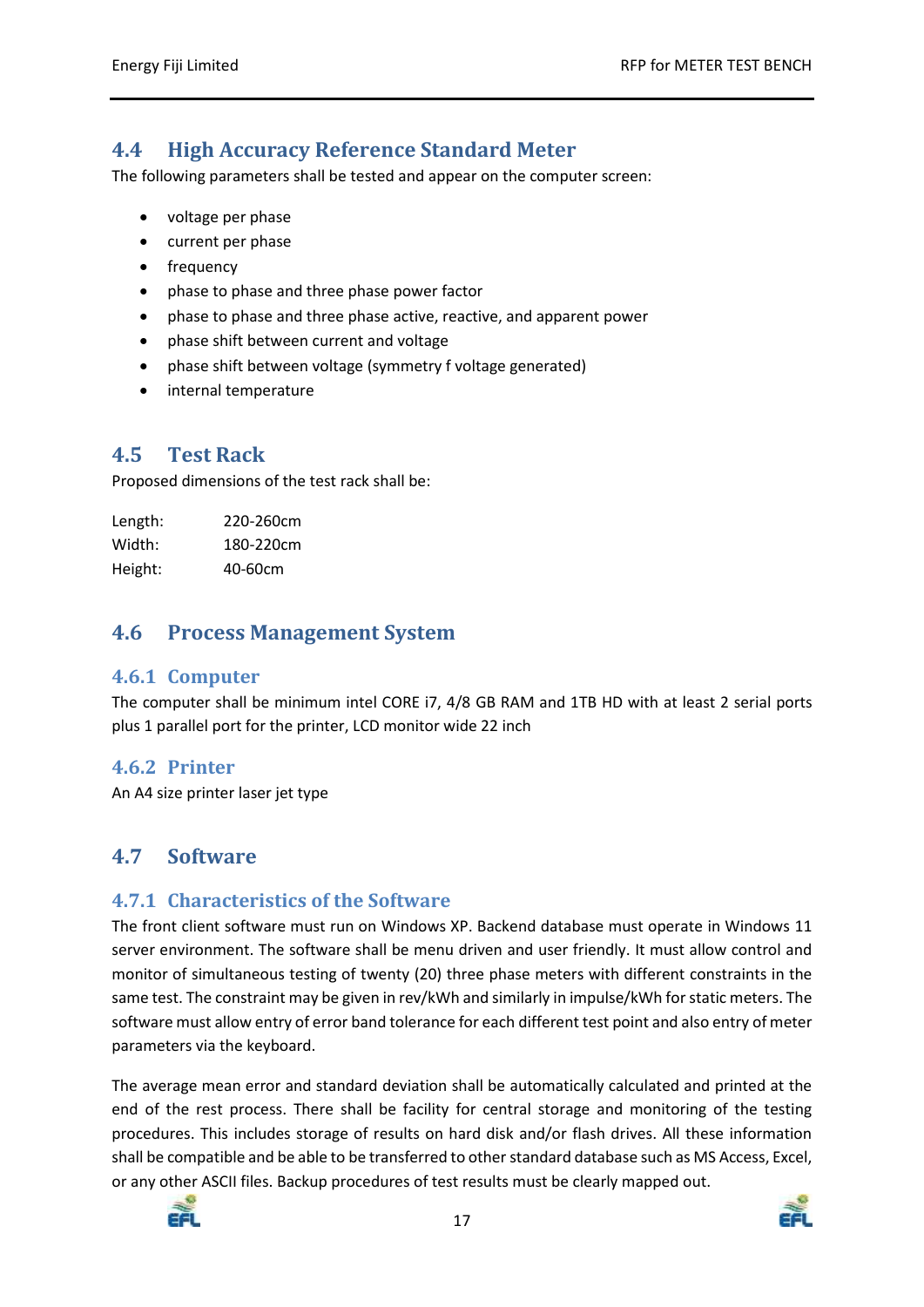## 4.4 High Accuracy Reference Standard Meter

The following parameters shall be tested and appear on the computer screen:

- voltage per phase
- current per phase
- frequency
- phase to phase and three phase power factor
- phase to phase and three phase active, reactive, and apparent power
- phase shift between current and voltage
- phase shift between voltage (symmetry f voltage generated)
- internal temperature

## 4.5 Test Rack

Proposed dimensions of the test rack shall be:

Length: 220-260cm
Width: 180-220cm
Height: 40-60cm

## 4.6 Process Management System

### 4.6.1 Computer

The computer shall be minimum intel CORE i7, 4/8 GB RAM and 1TB HD with at least 2 serial ports plus 1 parallel port for the printer, LCD monitor wide 22 inch

### 4.6.2 Printer

An A4 size printer laser jet type

## 4.7 Software

### 4.7.1 Characteristics of the Software

The front client software must run on Windows XP. Backend database must operate in Windows 11 server environment. The software shall be menu driven and user friendly. It must allow control and monitor of simultaneous testing of twenty (20) three phase meters with different constraints in the same test. The constraint may be given in rev/kWh and similarly in impulse/kWh for static meters. The software must allow entry of error band tolerance for each different test point and also entry of meter parameters via the keyboard.

The average mean error and standard deviation shall be automatically calculated and printed at the end of the rest process. There shall be facility for central storage and monitoring of the testing procedures. This includes storage of results on hard disk and/or flash drives. All these information shall be compatible and be able to be transferred to other standard database such as MS Access, Excel, or any other ASCII files. Backup procedures of test results must be clearly mapped out.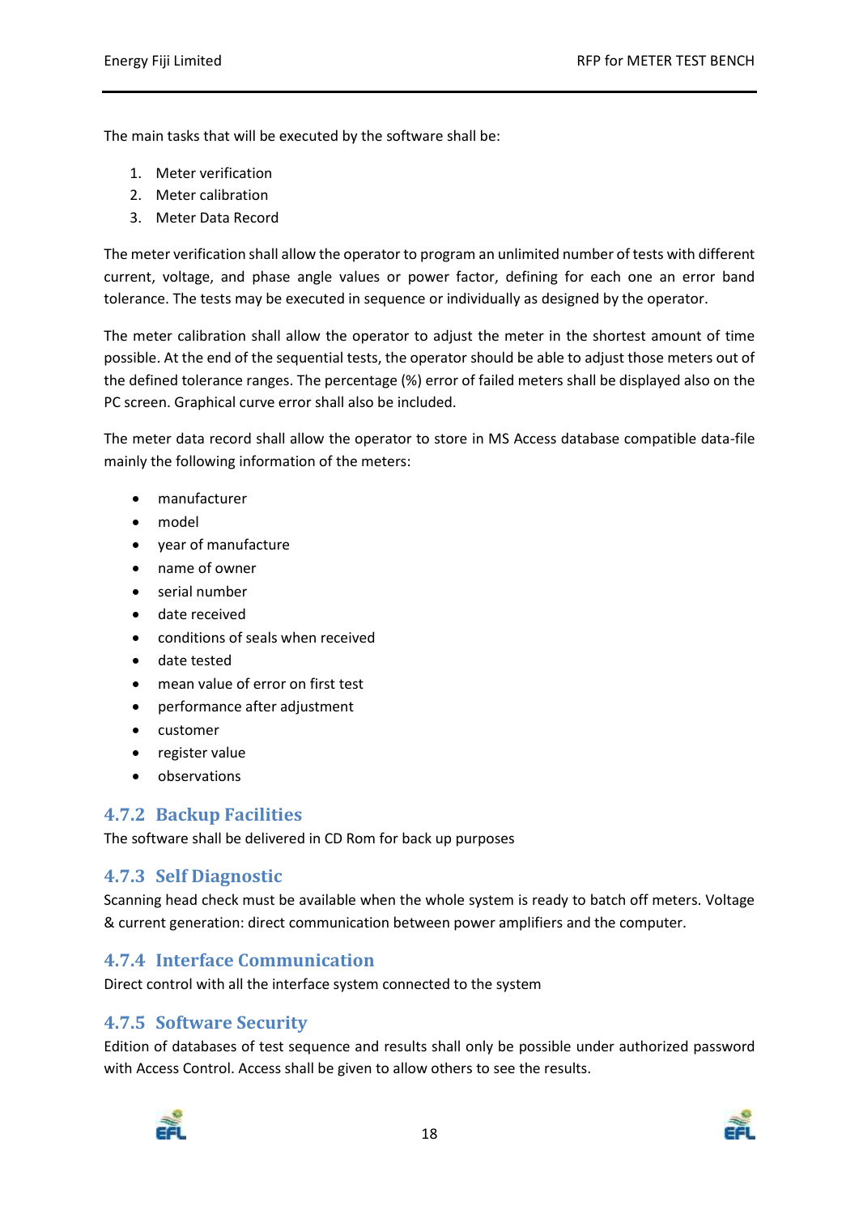The main tasks that will be executed by the software shall be:

1. Meter verification
2. Meter calibration
3. Meter Data Record

The meter verification shall allow the operator to program an unlimited number of tests with different current, voltage, and phase angle values or power factor, defining for each one an error band tolerance. The tests may be executed in sequence or individually as designed by the operator.

The meter calibration shall allow the operator to adjust the meter in the shortest amount of time possible. At the end of the sequential tests, the operator should be able to adjust those meters out of the defined tolerance ranges. The percentage (%) error of failed meters shall be displayed also on the PC screen. Graphical curve error shall also be included.

The meter data record shall allow the operator to store in MS Access database compatible data-file mainly the following information of the meters:

- manufacturer
- model
- year of manufacture
- name of owner
- serial number
- date received
- conditions of seals when received
- date tested
- mean value of error on first test
- performance after adjustment
- customer
- register value
- observations

### 4.7.2 Backup Facilities

The software shall be delivered in CD Rom for back up purposes

### 4.7.3 Self Diagnostic

Scanning head check must be available when the whole system is ready to batch off meters. Voltage & current generation: direct communication between power amplifiers and the computer.

### 4.7.4 Interface Communication

Direct control with all the interface system connected to the system

### 4.7.5 Software Security

Edition of databases of test sequence and results shall only be possible under authorized password with Access Control. Access shall be given to allow others to see the results.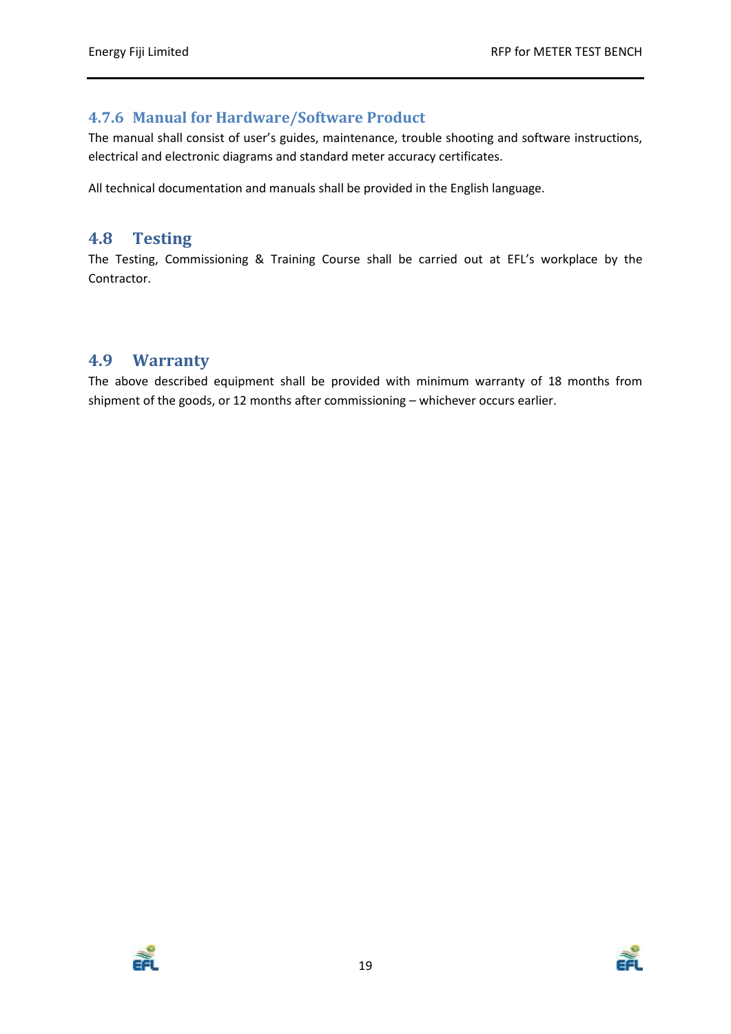### 4.7.6 Manual for Hardware/Software Product

The manual shall consist of user's guides, maintenance, trouble shooting and software instructions, electrical and electronic diagrams and standard meter accuracy certificates.

All technical documentation and manuals shall be provided in the English language.

## 4.8 Testing

The Testing, Commissioning & Training Course shall be carried out at EFL's workplace by the Contractor.

## 4.9 Warranty

The above described equipment shall be provided with minimum warranty of 18 months from shipment of the goods, or 12 months after commissioning – whichever occurs earlier.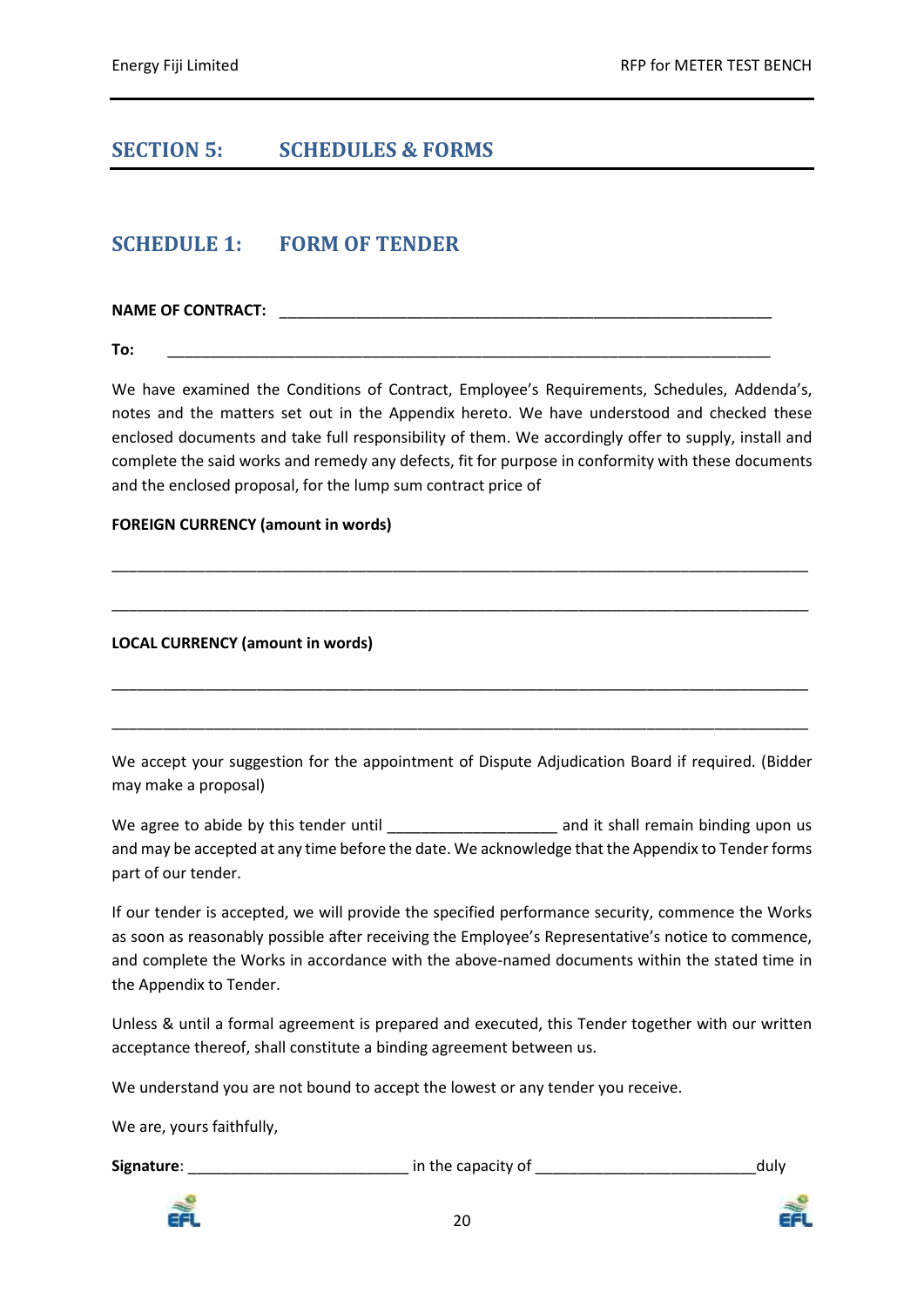# SECTION 5: SCHEDULES & FORMS

## SCHEDULE 1: FORM OF TENDER

**NAME OF CONTRACT:** ____________________________________________________________

**To:** ___________________________________________________________________________

We have examined the Conditions of Contract, Employee's Requirements, Schedules, Addenda's, notes and the matters set out in the Appendix hereto. We have understood and checked these enclosed documents and take full responsibility of them. We accordingly offer to supply, install and complete the said works and remedy any defects, fit for purpose in conformity with these documents and the enclosed proposal, for the lump sum contract price of

**FOREIGN CURRENCY (amount in words)**

______________________________________________________________________________________

______________________________________________________________________________________

**LOCAL CURRENCY (amount in words)**

______________________________________________________________________________________

______________________________________________________________________________________

We accept your suggestion for the appointment of Dispute Adjudication Board if required. (Bidder may make a proposal)

We agree to abide by this tender until ____________________ and it shall remain binding upon us and may be accepted at any time before the date. We acknowledge that the Appendix to Tender forms part of our tender.

If our tender is accepted, we will provide the specified performance security, commence the Works as soon as reasonably possible after receiving the Employee's Representative's notice to commence, and complete the Works in accordance with the above-named documents within the stated time in the Appendix to Tender.

Unless & until a formal agreement is prepared and executed, this Tender together with our written acceptance thereof, shall constitute a binding agreement between us.

We understand you are not bound to accept the lowest or any tender you receive.

We are, yours faithfully,

**Signature**: __________________________ in the capacity of __________________________duly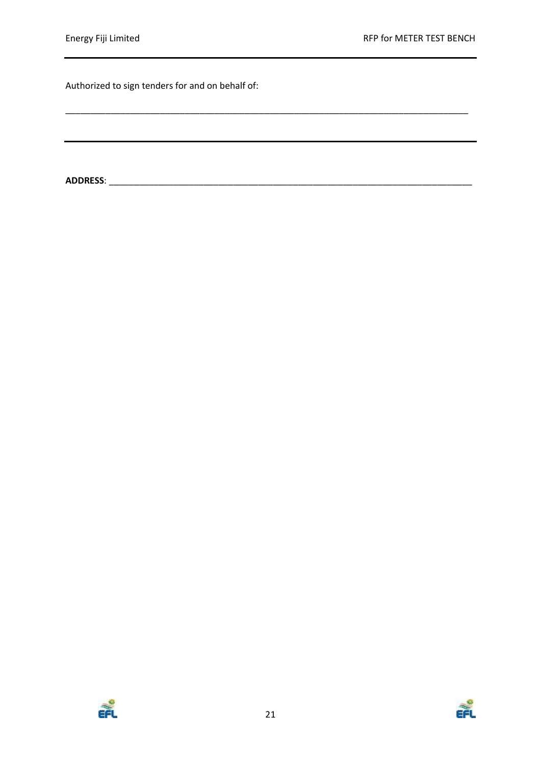Authorized to sign tenders for and on behalf of:

\_\_\_\_\_\_\_\_\_\_\_\_\_\_\_\_\_\_\_\_\_\_\_\_\_\_\_\_\_\_\_\_\_\_\_\_\_\_\_\_\_\_\_\_\_\_\_\_\_\_\_\_\_\_\_\_\_\_\_\_\_\_\_\_\_\_\_\_\_\_\_\_\_\_\_\_\_\_

---

**ADDRESS**: \_\_\_\_\_\_\_\_\_\_\_\_\_\_\_\_\_\_\_\_\_\_\_\_\_\_\_\_\_\_\_\_\_\_\_\_\_\_\_\_\_\_\_\_\_\_\_\_\_\_\_\_\_\_\_\_\_\_\_\_\_\_\_\_\_\_\_\_\_\_\_\_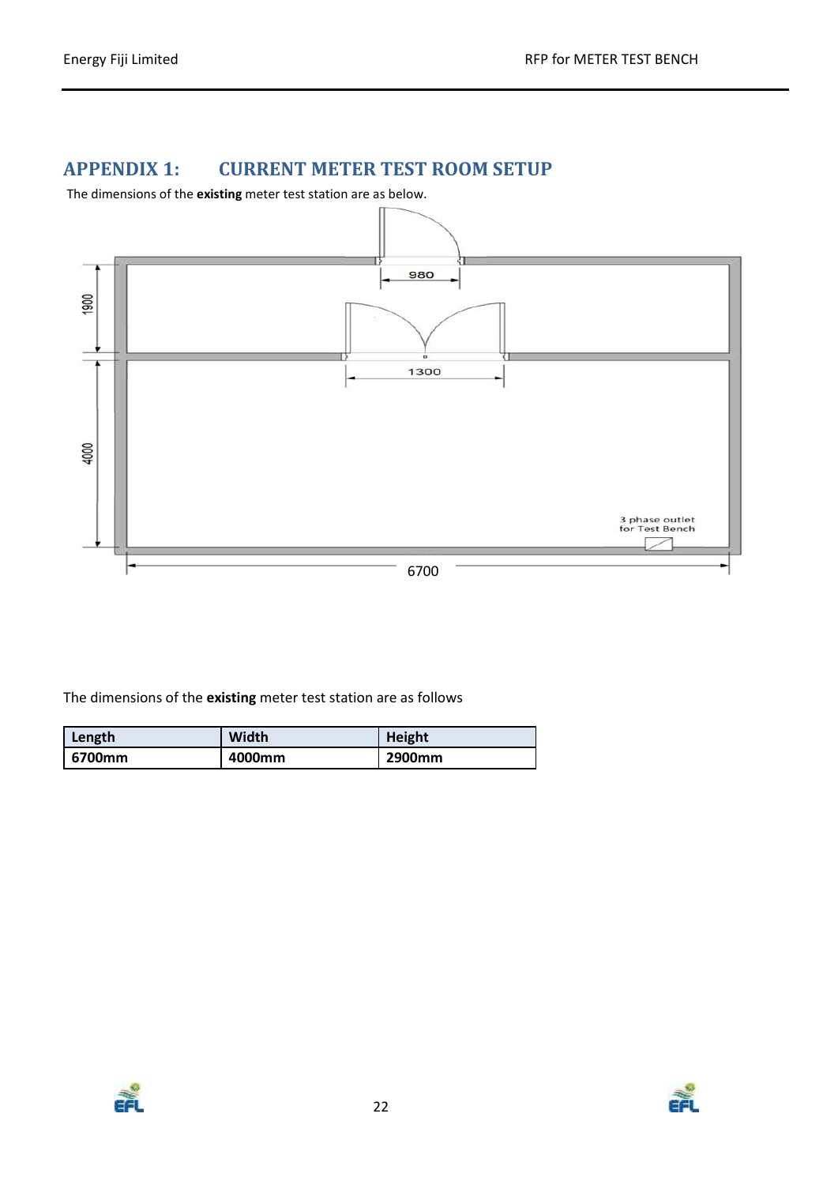## APPENDIX 1: CURRENT METER TEST ROOM SETUP

The dimensions of the **existing** meter test station are as below.

980

1300

1900

4000

3 phase outlet for Test Bench

6700

The dimensions of the **existing** meter test station are as follows

| Length | Width | Height |
| --- | --- | --- |
| **6700mm** | **4000mm** | **2900mm** |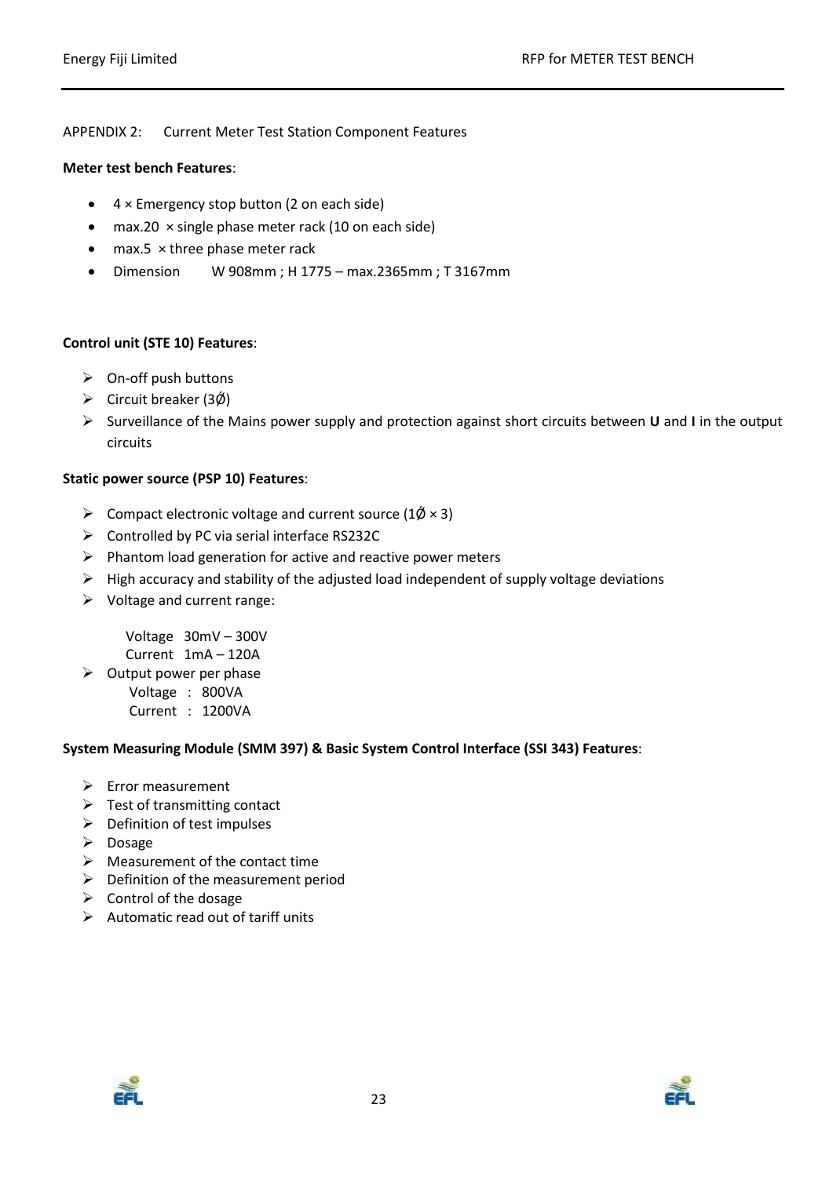APPENDIX 2: Current Meter Test Station Component Features

**Meter test bench Features**:

- 4 × Emergency stop button (2 on each side)
- max.20 × single phase meter rack (10 on each side)
- max.5 × three phase meter rack
- Dimension W 908mm ; H 1775 – max.2365mm ; T 3167mm

**Control unit (STE 10) Features**:

- On-off push buttons
- Circuit breaker (3Ø)
- Surveillance of the Mains power supply and protection against short circuits between **U** and **I** in the output circuits

**Static power source (PSP 10) Features**:

- Compact electronic voltage and current source (1Ø × 3)
- Controlled by PC via serial interface RS232C
- Phantom load generation for active and reactive power meters
- High accuracy and stability of the adjusted load independent of supply voltage deviations
- Voltage and current range:

  Voltage 30mV – 300V
  Current 1mA – 120A
- Output power per phase
  Voltage : 800VA
  Current : 1200VA

**System Measuring Module (SMM 397) & Basic System Control Interface (SSI 343) Features**:

- Error measurement
- Test of transmitting contact
- Definition of test impulses
- Dosage
- Measurement of the contact time
- Definition of the measurement period
- Control of the dosage
- Automatic read out of tariff units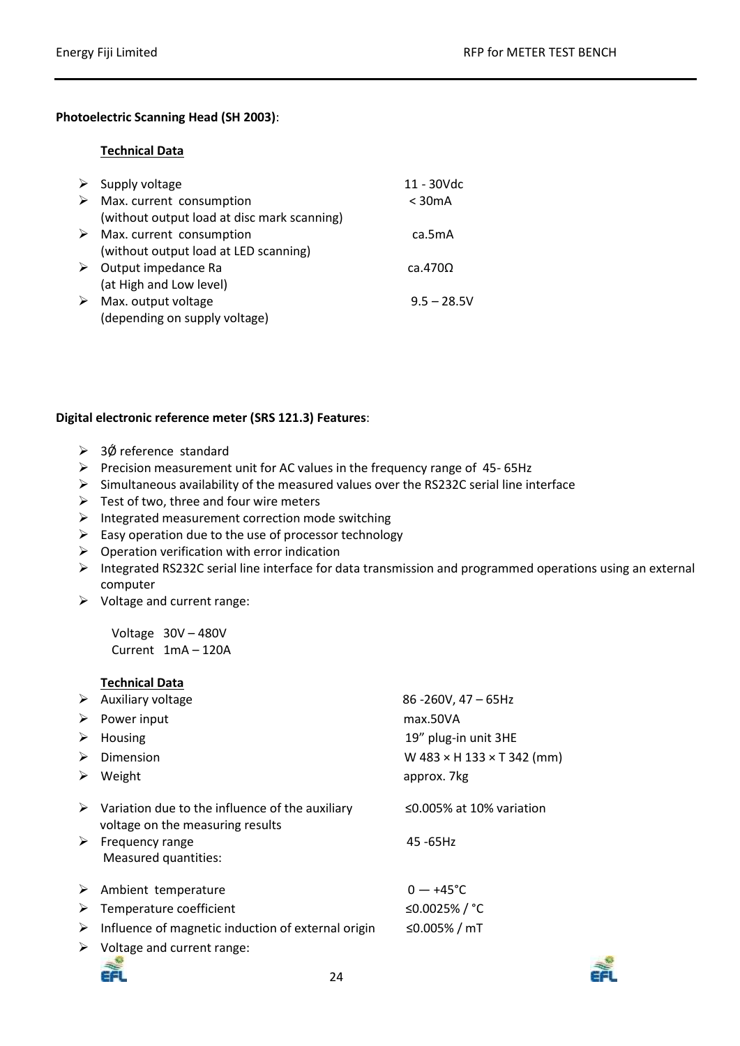**Photoelectric Scanning Head (SH 2003)**:

**Technical Data**

- Supply voltage: 11 - 30Vdc
- Max. current consumption (without output load at disc mark scanning): < 30mA
- Max. current consumption (without output load at LED scanning): ca.5mA
- Output impedance Ra (at High and Low level): ca.470Ω
- Max. output voltage (depending on supply voltage): 9.5 – 28.5V

**Digital electronic reference meter (SRS 121.3) Features**:

- 3Ø reference standard
- Precision measurement unit for AC values in the frequency range of 45- 65Hz
- Simultaneous availability of the measured values over the RS232C serial line interface
- Test of two, three and four wire meters
- Integrated measurement correction mode switching
- Easy operation due to the use of processor technology
- Operation verification with error indication
- Integrated RS232C serial line interface for data transmission and programmed operations using an external computer
- Voltage and current range:

  Voltage 30V – 480V
  Current 1mA – 120A

**Technical Data**

- Auxiliary voltage: 86 -260V, 47 – 65Hz
- Power input: max.50VA
- Housing: 19" plug-in unit 3HE
- Dimension: W 483 × H 133 × T 342 (mm)
- Weight: approx. 7kg
- Variation due to the influence of the auxiliary voltage on the measuring results: ≤0.005% at 10% variation
- Frequency range: 45 -65Hz
  Measured quantities:
- Ambient temperature: 0 — +45°C
- Temperature coefficient: ≤0.0025% / °C
- Influence of magnetic induction of external origin: ≤0.005% / mT
- Voltage and current range: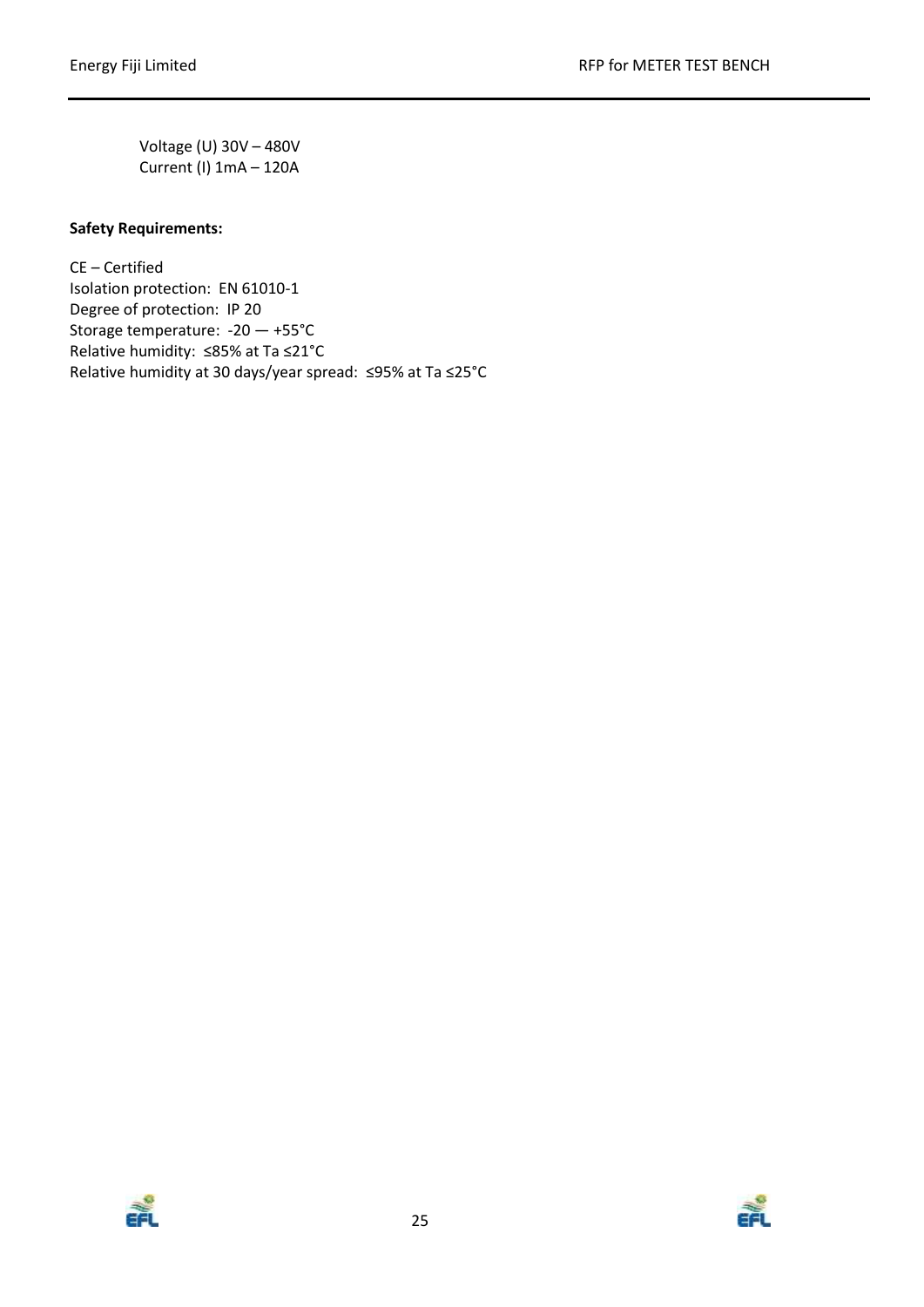Voltage (U) 30V – 480V
Current (I) 1mA – 120A

**Safety Requirements:**

CE – Certified
Isolation protection: EN 61010-1
Degree of protection: IP 20
Storage temperature: -20 — +55°C
Relative humidity: ≤85% at Ta ≤21°C
Relative humidity at 30 days/year spread: ≤95% at Ta ≤25°C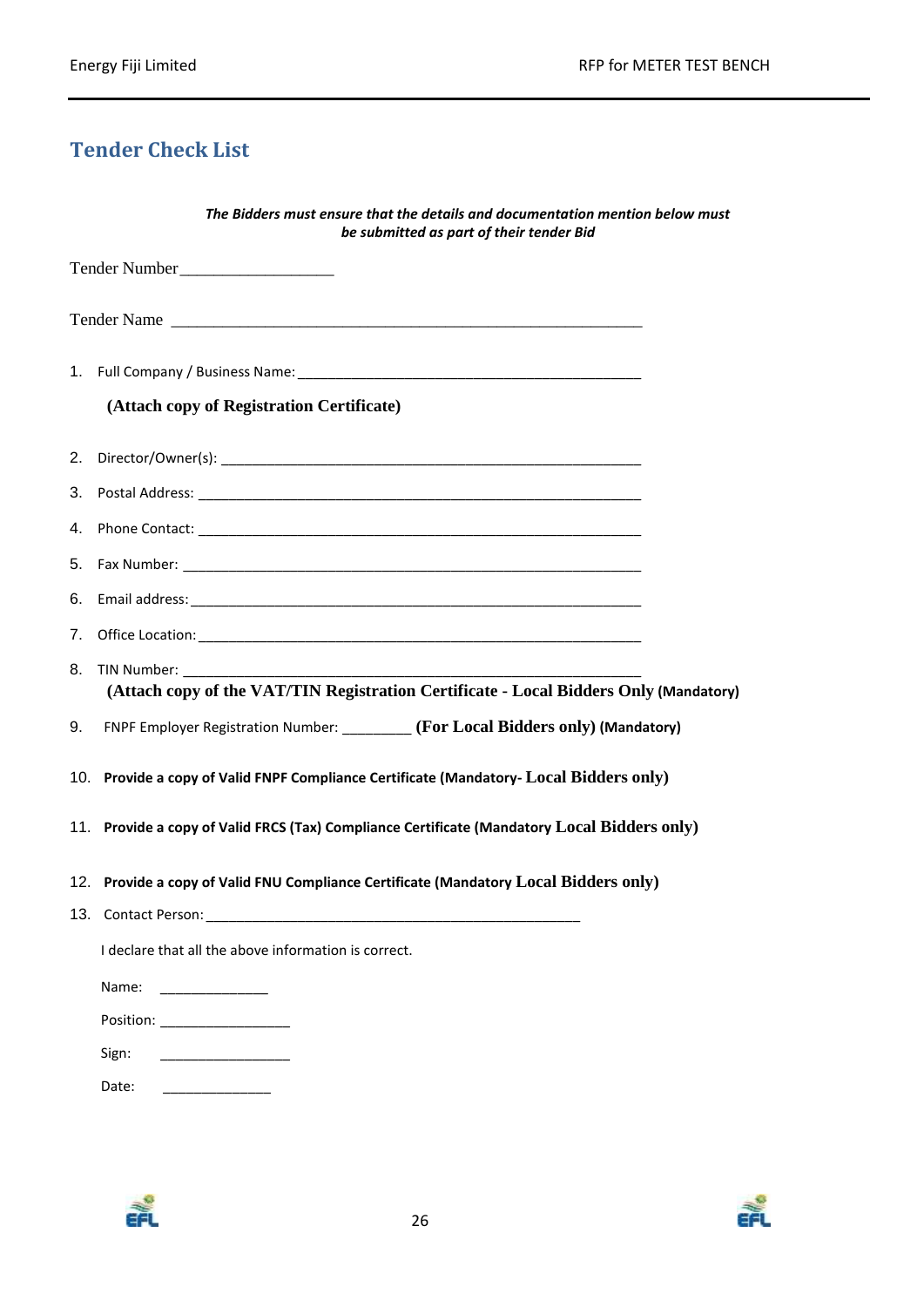## Tender Check List

***The Bidders must ensure that the details and documentation mention below must be submitted as part of their tender Bid***

Tender Number__________________

Tender Name _________________________________________________________

1. Full Company / Business Name: _____________________________________________

   **(Attach copy of Registration Certificate)**

2. Director/Owner(s): ________________________________________________________
3. Postal Address: __________________________________________________________
4. Phone Contact: __________________________________________________________
5. Fax Number: ____________________________________________________________
6. Email address: ___________________________________________________________
7. Office Location: __________________________________________________________
8. TIN Number: ____________________________________________________________

   **(Attach copy of the VAT/TIN Registration Certificate - Local Bidders Only (Mandatory)**

9. FNPF Employer Registration Number: _________ **(For Local Bidders only) (Mandatory)**
10. **Provide a copy of Valid FNPF Compliance Certificate (Mandatory- Local Bidders only)**
11. **Provide a copy of Valid FRCS (Tax) Compliance Certificate (Mandatory Local Bidders only)**
12. **Provide a copy of Valid FNU Compliance Certificate (Mandatory Local Bidders only)**
13. Contact Person: __________________________________________________

I declare that all the above information is correct.

Name: ______________

Position: _________________

Sign: _________________

Date: ______________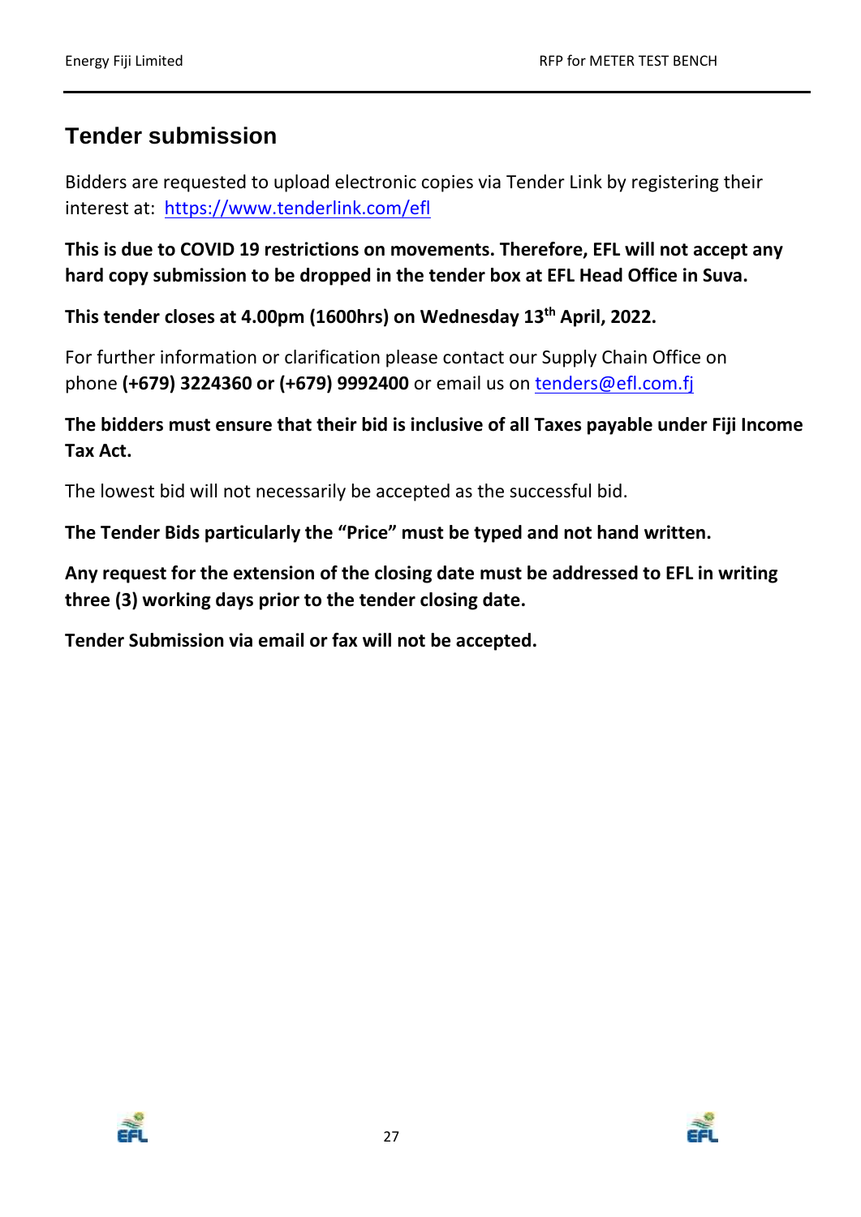## Tender submission

Bidders are requested to upload electronic copies via Tender Link by registering their interest at: [https://www.tenderlink.com/efl](https://www.tenderlink.com/efl)

**This is due to COVID 19 restrictions on movements. Therefore, EFL will not accept any hard copy submission to be dropped in the tender box at EFL Head Office in Suva.**

**This tender closes at 4.00pm (1600hrs) on Wednesday 13th April, 2022.**

For further information or clarification please contact our Supply Chain Office on phone **(+679) 3224360 or (+679) 9992400** or email us on [tenders@efl.com.fj](mailto:tenders@efl.com.fj)

**The bidders must ensure that their bid is inclusive of all Taxes payable under Fiji Income Tax Act.**

The lowest bid will not necessarily be accepted as the successful bid.

**The Tender Bids particularly the "Price" must be typed and not hand written.**

**Any request for the extension of the closing date must be addressed to EFL in writing three (3) working days prior to the tender closing date.**

**Tender Submission via email or fax will not be accepted.**